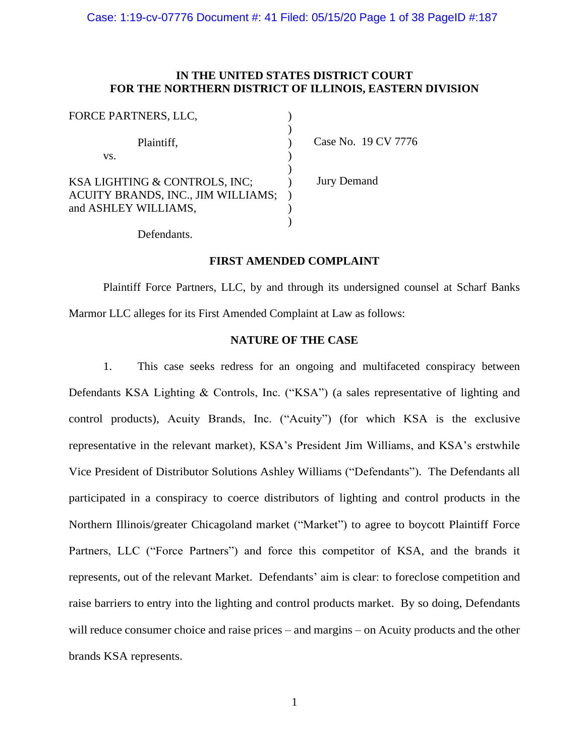# IN THE UNITED STATES DISTRICT COURT
# FOR THE NORTHERN DISTRICT OF ILLINOIS, EASTERN DIVISION

FORCE PARTNERS, LLC,

Plaintiff,

vs.

KSA LIGHTING & CONTROLS, INC; ACUITY BRANDS, INC., JIM WILLIAMS; and ASHLEY WILLIAMS,

Defendants.

Case No. 19 CV 7776

Jury Demand

## FIRST AMENDED COMPLAINT

Plaintiff Force Partners, LLC, by and through its undersigned counsel at Scharf Banks Marmor LLC alleges for its First Amended Complaint at Law as follows:

## NATURE OF THE CASE

1. This case seeks redress for an ongoing and multifaceted conspiracy between Defendants KSA Lighting & Controls, Inc. ("KSA") (a sales representative of lighting and control products), Acuity Brands, Inc. ("Acuity") (for which KSA is the exclusive representative in the relevant market), KSA's President Jim Williams, and KSA's erstwhile Vice President of Distributor Solutions Ashley Williams ("Defendants"). The Defendants all participated in a conspiracy to coerce distributors of lighting and control products in the Northern Illinois/greater Chicagoland market ("Market") to agree to boycott Plaintiff Force Partners, LLC ("Force Partners") and force this competitor of KSA, and the brands it represents, out of the relevant Market. Defendants' aim is clear: to foreclose competition and raise barriers to entry into the lighting and control products market. By so doing, Defendants will reduce consumer choice and raise prices – and margins – on Acuity products and the other brands KSA represents.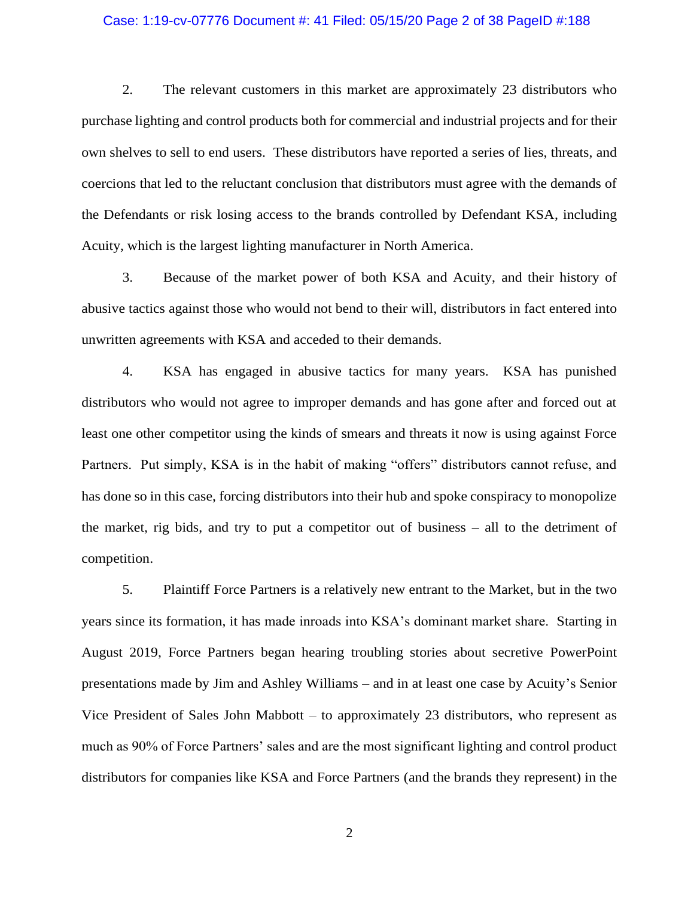2. The relevant customers in this market are approximately 23 distributors who purchase lighting and control products both for commercial and industrial projects and for their own shelves to sell to end users. These distributors have reported a series of lies, threats, and coercions that led to the reluctant conclusion that distributors must agree with the demands of the Defendants or risk losing access to the brands controlled by Defendant KSA, including Acuity, which is the largest lighting manufacturer in North America.

3. Because of the market power of both KSA and Acuity, and their history of abusive tactics against those who would not bend to their will, distributors in fact entered into unwritten agreements with KSA and acceded to their demands.

4. KSA has engaged in abusive tactics for many years. KSA has punished distributors who would not agree to improper demands and has gone after and forced out at least one other competitor using the kinds of smears and threats it now is using against Force Partners. Put simply, KSA is in the habit of making "offers" distributors cannot refuse, and has done so in this case, forcing distributors into their hub and spoke conspiracy to monopolize the market, rig bids, and try to put a competitor out of business – all to the detriment of competition.

5. Plaintiff Force Partners is a relatively new entrant to the Market, but in the two years since its formation, it has made inroads into KSA's dominant market share. Starting in August 2019, Force Partners began hearing troubling stories about secretive PowerPoint presentations made by Jim and Ashley Williams – and in at least one case by Acuity's Senior Vice President of Sales John Mabbott – to approximately 23 distributors, who represent as much as 90% of Force Partners' sales and are the most significant lighting and control product distributors for companies like KSA and Force Partners (and the brands they represent) in the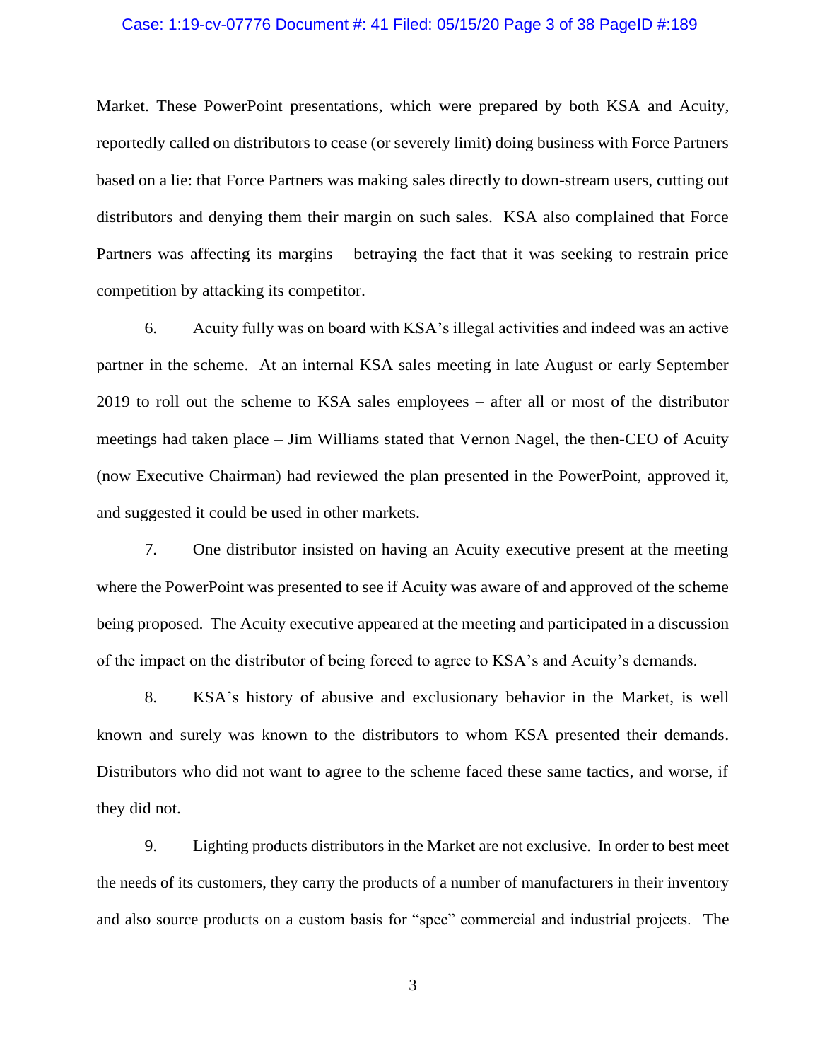Market. These PowerPoint presentations, which were prepared by both KSA and Acuity, reportedly called on distributors to cease (or severely limit) doing business with Force Partners based on a lie: that Force Partners was making sales directly to down-stream users, cutting out distributors and denying them their margin on such sales. KSA also complained that Force Partners was affecting its margins – betraying the fact that it was seeking to restrain price competition by attacking its competitor.

6. Acuity fully was on board with KSA's illegal activities and indeed was an active partner in the scheme. At an internal KSA sales meeting in late August or early September 2019 to roll out the scheme to KSA sales employees – after all or most of the distributor meetings had taken place – Jim Williams stated that Vernon Nagel, the then-CEO of Acuity (now Executive Chairman) had reviewed the plan presented in the PowerPoint, approved it, and suggested it could be used in other markets.

7. One distributor insisted on having an Acuity executive present at the meeting where the PowerPoint was presented to see if Acuity was aware of and approved of the scheme being proposed. The Acuity executive appeared at the meeting and participated in a discussion of the impact on the distributor of being forced to agree to KSA's and Acuity's demands.

8. KSA's history of abusive and exclusionary behavior in the Market, is well known and surely was known to the distributors to whom KSA presented their demands. Distributors who did not want to agree to the scheme faced these same tactics, and worse, if they did not.

9. Lighting products distributors in the Market are not exclusive. In order to best meet the needs of its customers, they carry the products of a number of manufacturers in their inventory and also source products on a custom basis for "spec" commercial and industrial projects. The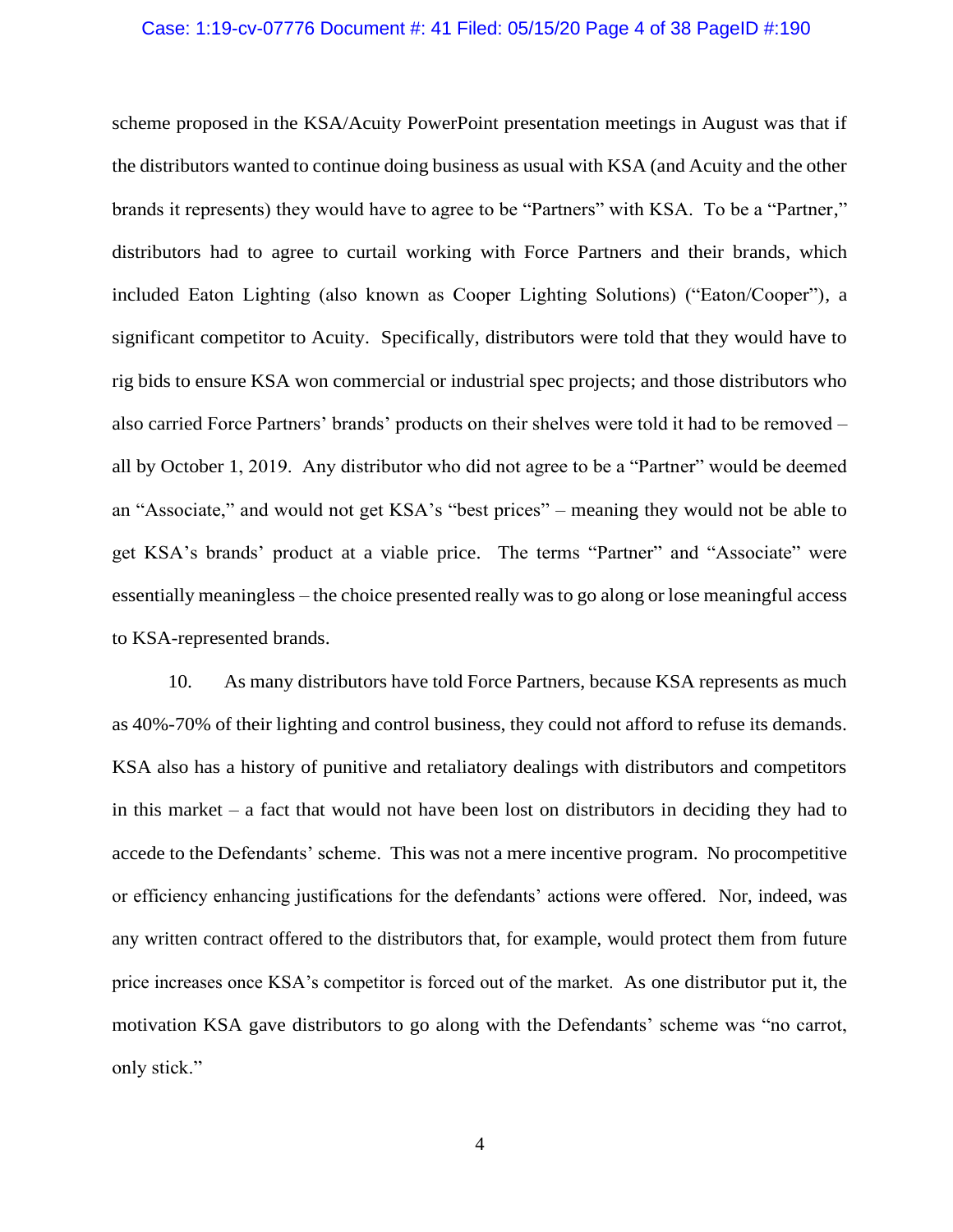scheme proposed in the KSA/Acuity PowerPoint presentation meetings in August was that if the distributors wanted to continue doing business as usual with KSA (and Acuity and the other brands it represents) they would have to agree to be "Partners" with KSA. To be a "Partner," distributors had to agree to curtail working with Force Partners and their brands, which included Eaton Lighting (also known as Cooper Lighting Solutions) ("Eaton/Cooper"), a significant competitor to Acuity. Specifically, distributors were told that they would have to rig bids to ensure KSA won commercial or industrial spec projects; and those distributors who also carried Force Partners' brands' products on their shelves were told it had to be removed – all by October 1, 2019. Any distributor who did not agree to be a "Partner" would be deemed an "Associate," and would not get KSA's "best prices" – meaning they would not be able to get KSA's brands' product at a viable price. The terms "Partner" and "Associate" were essentially meaningless – the choice presented really was to go along or lose meaningful access to KSA-represented brands.

10. As many distributors have told Force Partners, because KSA represents as much as 40%-70% of their lighting and control business, they could not afford to refuse its demands. KSA also has a history of punitive and retaliatory dealings with distributors and competitors in this market – a fact that would not have been lost on distributors in deciding they had to accede to the Defendants' scheme. This was not a mere incentive program. No procompetitive or efficiency enhancing justifications for the defendants' actions were offered. Nor, indeed, was any written contract offered to the distributors that, for example, would protect them from future price increases once KSA's competitor is forced out of the market. As one distributor put it, the motivation KSA gave distributors to go along with the Defendants' scheme was "no carrot, only stick."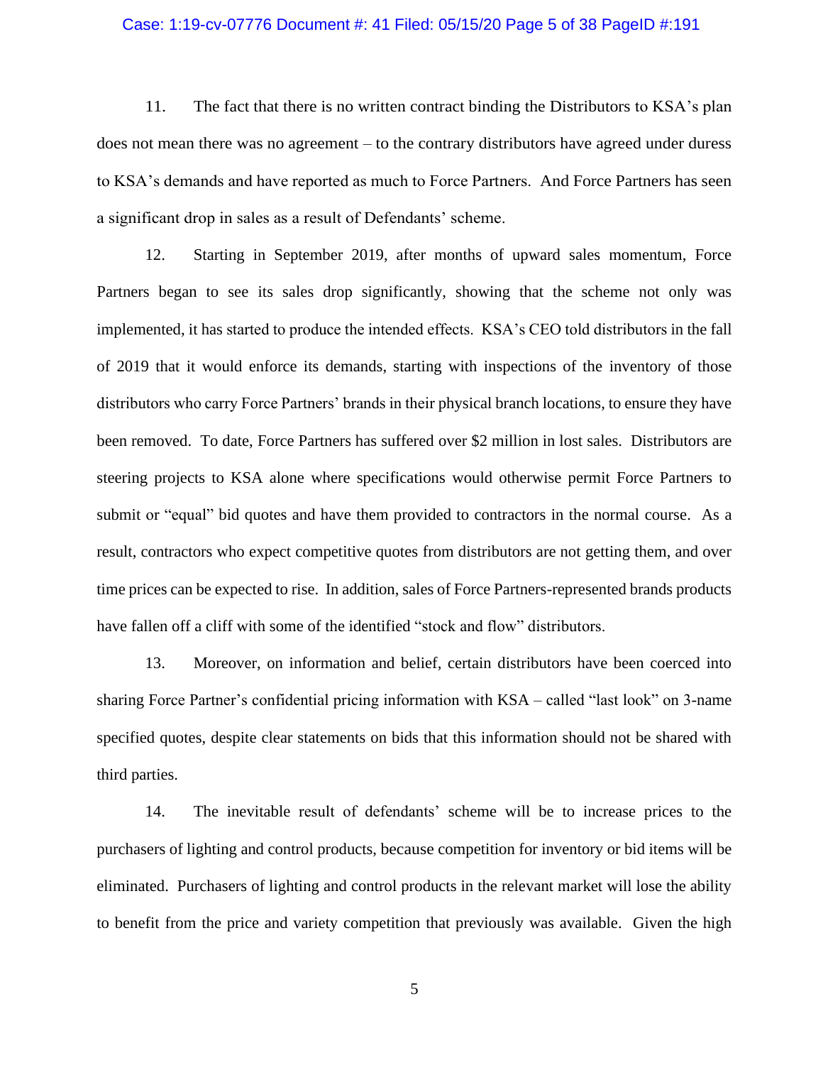11. The fact that there is no written contract binding the Distributors to KSA's plan does not mean there was no agreement – to the contrary distributors have agreed under duress to KSA's demands and have reported as much to Force Partners. And Force Partners has seen a significant drop in sales as a result of Defendants' scheme.

12. Starting in September 2019, after months of upward sales momentum, Force Partners began to see its sales drop significantly, showing that the scheme not only was implemented, it has started to produce the intended effects. KSA's CEO told distributors in the fall of 2019 that it would enforce its demands, starting with inspections of the inventory of those distributors who carry Force Partners' brands in their physical branch locations, to ensure they have been removed. To date, Force Partners has suffered over $2 million in lost sales. Distributors are steering projects to KSA alone where specifications would otherwise permit Force Partners to submit or "equal" bid quotes and have them provided to contractors in the normal course. As a result, contractors who expect competitive quotes from distributors are not getting them, and over time prices can be expected to rise. In addition, sales of Force Partners-represented brands products have fallen off a cliff with some of the identified "stock and flow" distributors.

13. Moreover, on information and belief, certain distributors have been coerced into sharing Force Partner's confidential pricing information with KSA – called "last look" on 3-name specified quotes, despite clear statements on bids that this information should not be shared with third parties.

14. The inevitable result of defendants' scheme will be to increase prices to the purchasers of lighting and control products, because competition for inventory or bid items will be eliminated. Purchasers of lighting and control products in the relevant market will lose the ability to benefit from the price and variety competition that previously was available. Given the high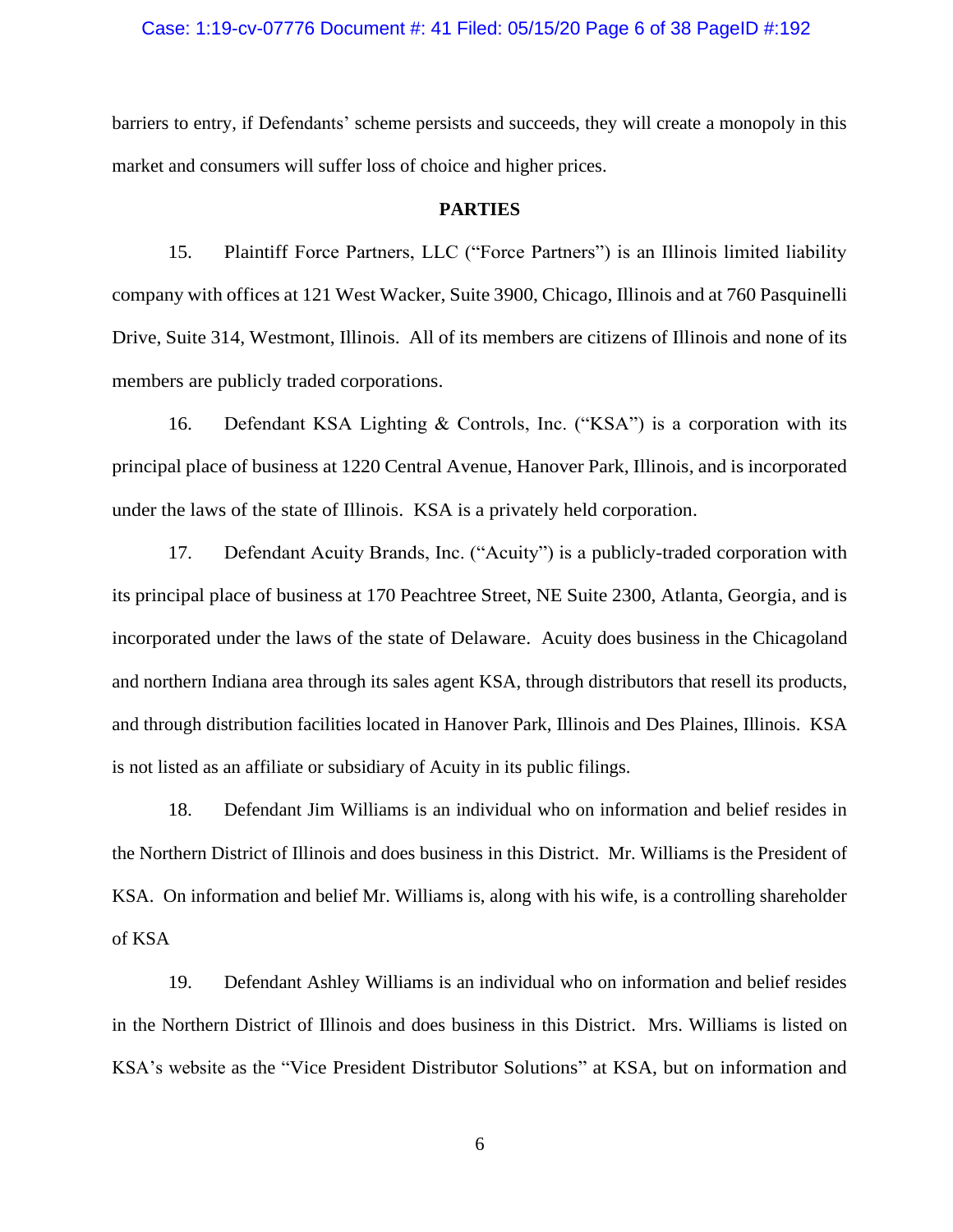barriers to entry, if Defendants' scheme persists and succeeds, they will create a monopoly in this market and consumers will suffer loss of choice and higher prices.

**PARTIES**

15. Plaintiff Force Partners, LLC ("Force Partners") is an Illinois limited liability company with offices at 121 West Wacker, Suite 3900, Chicago, Illinois and at 760 Pasquinelli Drive, Suite 314, Westmont, Illinois. All of its members are citizens of Illinois and none of its members are publicly traded corporations.

16. Defendant KSA Lighting & Controls, Inc. ("KSA") is a corporation with its principal place of business at 1220 Central Avenue, Hanover Park, Illinois, and is incorporated under the laws of the state of Illinois. KSA is a privately held corporation.

17. Defendant Acuity Brands, Inc. ("Acuity") is a publicly-traded corporation with its principal place of business at 170 Peachtree Street, NE Suite 2300, Atlanta, Georgia, and is incorporated under the laws of the state of Delaware. Acuity does business in the Chicagoland and northern Indiana area through its sales agent KSA, through distributors that resell its products, and through distribution facilities located in Hanover Park, Illinois and Des Plaines, Illinois. KSA is not listed as an affiliate or subsidiary of Acuity in its public filings.

18. Defendant Jim Williams is an individual who on information and belief resides in the Northern District of Illinois and does business in this District. Mr. Williams is the President of KSA. On information and belief Mr. Williams is, along with his wife, is a controlling shareholder of KSA

19. Defendant Ashley Williams is an individual who on information and belief resides in the Northern District of Illinois and does business in this District. Mrs. Williams is listed on KSA's website as the "Vice President Distributor Solutions" at KSA, but on information and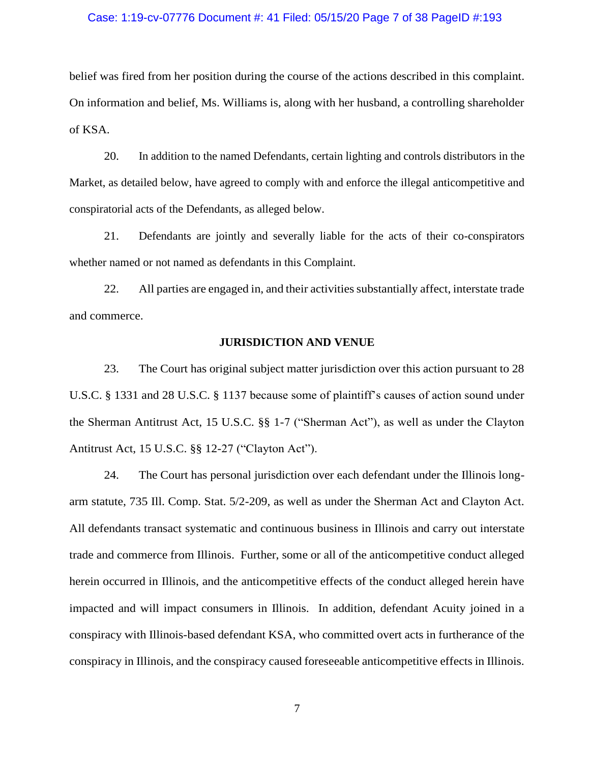belief was fired from her position during the course of the actions described in this complaint. On information and belief, Ms. Williams is, along with her husband, a controlling shareholder of KSA.

20. In addition to the named Defendants, certain lighting and controls distributors in the Market, as detailed below, have agreed to comply with and enforce the illegal anticompetitive and conspiratorial acts of the Defendants, as alleged below.

21. Defendants are jointly and severally liable for the acts of their co-conspirators whether named or not named as defendants in this Complaint.

22. All parties are engaged in, and their activities substantially affect, interstate trade and commerce.

## JURISDICTION AND VENUE

23. The Court has original subject matter jurisdiction over this action pursuant to 28 U.S.C. § 1331 and 28 U.S.C. § 1137 because some of plaintiff's causes of action sound under the Sherman Antitrust Act, 15 U.S.C. §§ 1-7 ("Sherman Act"), as well as under the Clayton Antitrust Act, 15 U.S.C. §§ 12-27 ("Clayton Act").

24. The Court has personal jurisdiction over each defendant under the Illinois long-arm statute, 735 Ill. Comp. Stat. 5/2-209, as well as under the Sherman Act and Clayton Act. All defendants transact systematic and continuous business in Illinois and carry out interstate trade and commerce from Illinois. Further, some or all of the anticompetitive conduct alleged herein occurred in Illinois, and the anticompetitive effects of the conduct alleged herein have impacted and will impact consumers in Illinois. In addition, defendant Acuity joined in a conspiracy with Illinois-based defendant KSA, who committed overt acts in furtherance of the conspiracy in Illinois, and the conspiracy caused foreseeable anticompetitive effects in Illinois.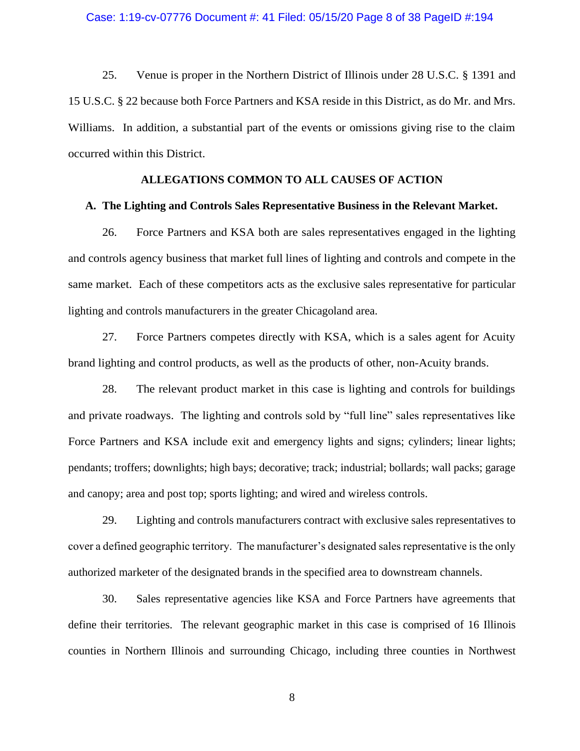25. Venue is proper in the Northern District of Illinois under 28 U.S.C. § 1391 and 15 U.S.C. § 22 because both Force Partners and KSA reside in this District, as do Mr. and Mrs. Williams. In addition, a substantial part of the events or omissions giving rise to the claim occurred within this District.

## ALLEGATIONS COMMON TO ALL CAUSES OF ACTION

### A. The Lighting and Controls Sales Representative Business in the Relevant Market.

26. Force Partners and KSA both are sales representatives engaged in the lighting and controls agency business that market full lines of lighting and controls and compete in the same market. Each of these competitors acts as the exclusive sales representative for particular lighting and controls manufacturers in the greater Chicagoland area.

27. Force Partners competes directly with KSA, which is a sales agent for Acuity brand lighting and control products, as well as the products of other, non-Acuity brands.

28. The relevant product market in this case is lighting and controls for buildings and private roadways. The lighting and controls sold by "full line" sales representatives like Force Partners and KSA include exit and emergency lights and signs; cylinders; linear lights; pendants; troffers; downlights; high bays; decorative; track; industrial; bollards; wall packs; garage and canopy; area and post top; sports lighting; and wired and wireless controls.

29. Lighting and controls manufacturers contract with exclusive sales representatives to cover a defined geographic territory. The manufacturer's designated sales representative is the only authorized marketer of the designated brands in the specified area to downstream channels.

30. Sales representative agencies like KSA and Force Partners have agreements that define their territories. The relevant geographic market in this case is comprised of 16 Illinois counties in Northern Illinois and surrounding Chicago, including three counties in Northwest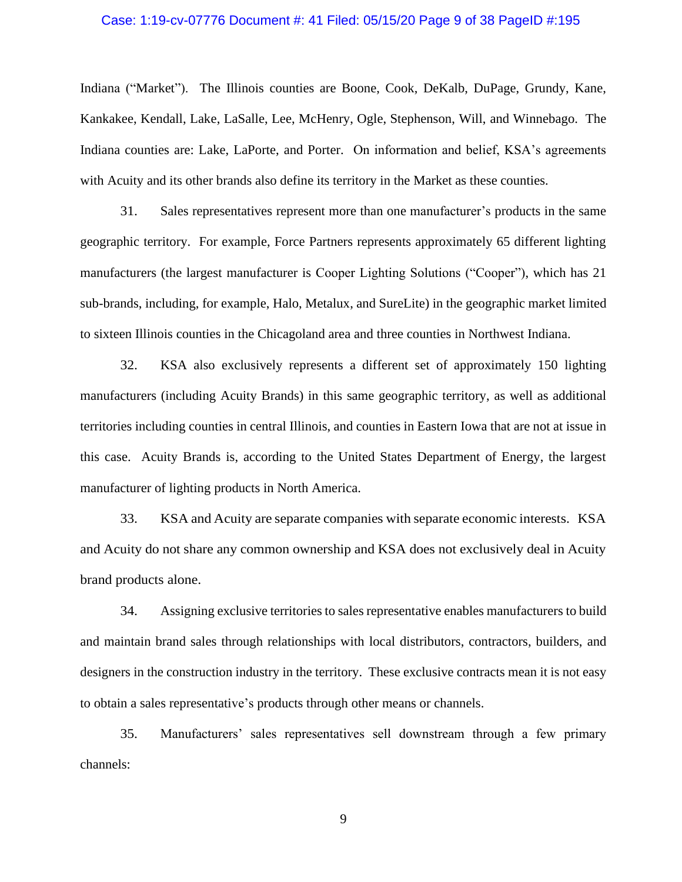Indiana ("Market"). The Illinois counties are Boone, Cook, DeKalb, DuPage, Grundy, Kane, Kankakee, Kendall, Lake, LaSalle, Lee, McHenry, Ogle, Stephenson, Will, and Winnebago. The Indiana counties are: Lake, LaPorte, and Porter. On information and belief, KSA's agreements with Acuity and its other brands also define its territory in the Market as these counties.

31. Sales representatives represent more than one manufacturer's products in the same geographic territory. For example, Force Partners represents approximately 65 different lighting manufacturers (the largest manufacturer is Cooper Lighting Solutions ("Cooper"), which has 21 sub-brands, including, for example, Halo, Metalux, and SureLite) in the geographic market limited to sixteen Illinois counties in the Chicagoland area and three counties in Northwest Indiana.

32. KSA also exclusively represents a different set of approximately 150 lighting manufacturers (including Acuity Brands) in this same geographic territory, as well as additional territories including counties in central Illinois, and counties in Eastern Iowa that are not at issue in this case. Acuity Brands is, according to the United States Department of Energy, the largest manufacturer of lighting products in North America.

33. KSA and Acuity are separate companies with separate economic interests. KSA and Acuity do not share any common ownership and KSA does not exclusively deal in Acuity brand products alone.

34. Assigning exclusive territories to sales representative enables manufacturers to build and maintain brand sales through relationships with local distributors, contractors, builders, and designers in the construction industry in the territory. These exclusive contracts mean it is not easy to obtain a sales representative's products through other means or channels.

35. Manufacturers' sales representatives sell downstream through a few primary channels: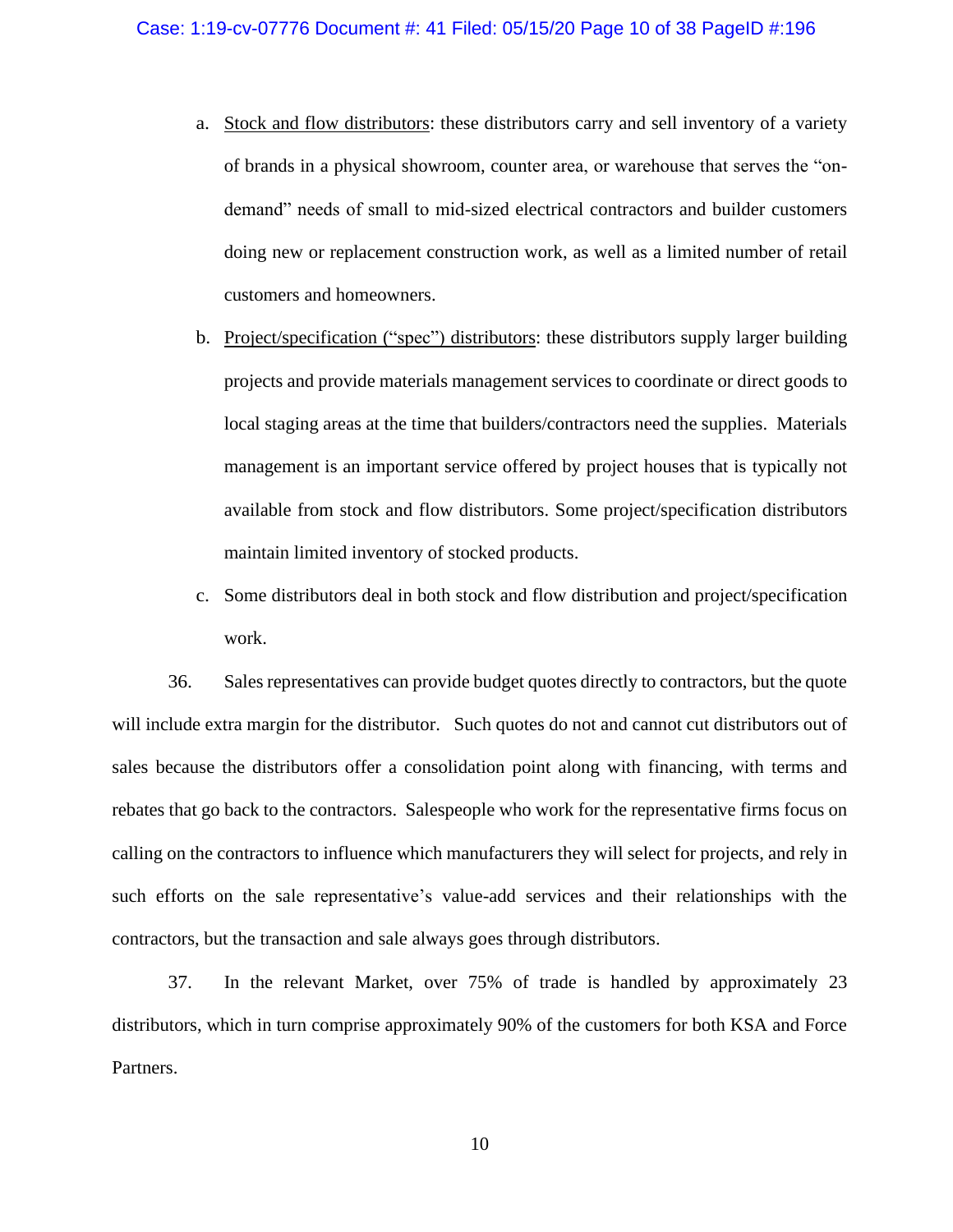a. Stock and flow distributors: these distributors carry and sell inventory of a variety of brands in a physical showroom, counter area, or warehouse that serves the "on-demand" needs of small to mid-sized electrical contractors and builder customers doing new or replacement construction work, as well as a limited number of retail customers and homeowners.

b. Project/specification ("spec") distributors: these distributors supply larger building projects and provide materials management services to coordinate or direct goods to local staging areas at the time that builders/contractors need the supplies. Materials management is an important service offered by project houses that is typically not available from stock and flow distributors. Some project/specification distributors maintain limited inventory of stocked products.

c. Some distributors deal in both stock and flow distribution and project/specification work.

36. Sales representatives can provide budget quotes directly to contractors, but the quote will include extra margin for the distributor. Such quotes do not and cannot cut distributors out of sales because the distributors offer a consolidation point along with financing, with terms and rebates that go back to the contractors. Salespeople who work for the representative firms focus on calling on the contractors to influence which manufacturers they will select for projects, and rely in such efforts on the sale representative's value-add services and their relationships with the contractors, but the transaction and sale always goes through distributors.

37. In the relevant Market, over 75% of trade is handled by approximately 23 distributors, which in turn comprise approximately 90% of the customers for both KSA and Force Partners.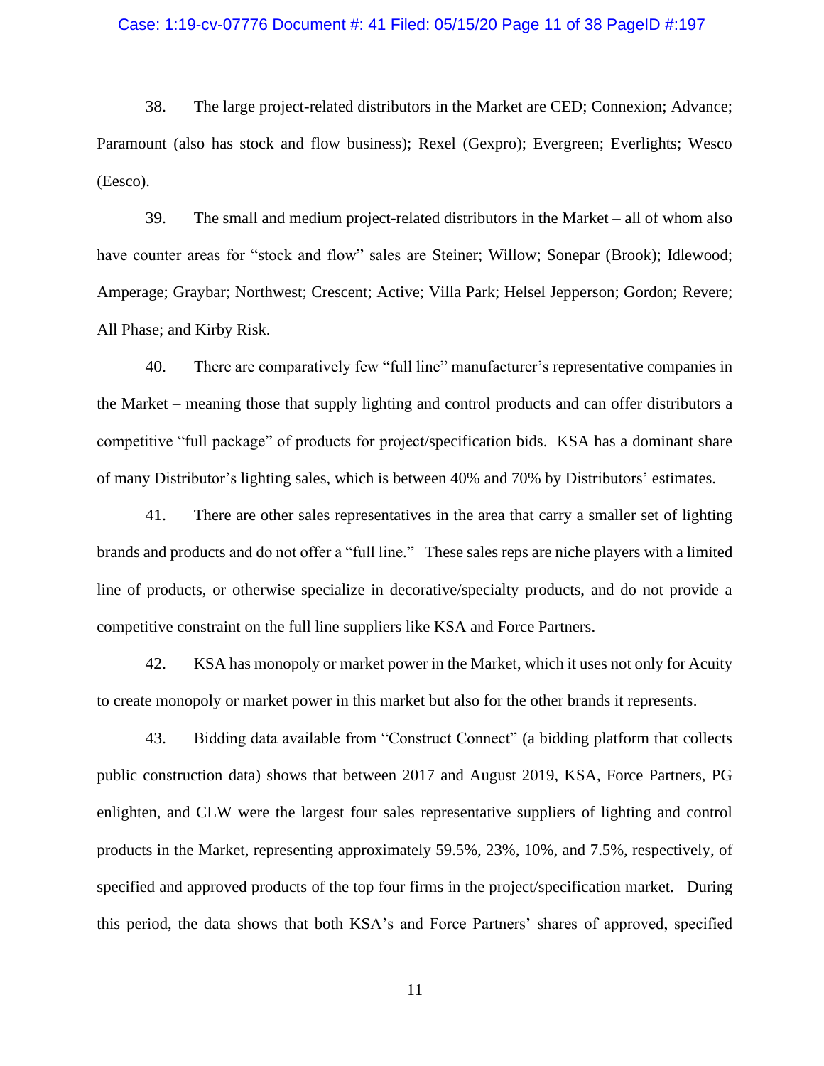38. The large project-related distributors in the Market are CED; Connexion; Advance; Paramount (also has stock and flow business); Rexel (Gexpro); Evergreen; Everlights; Wesco (Eesco).

39. The small and medium project-related distributors in the Market – all of whom also have counter areas for "stock and flow" sales are Steiner; Willow; Sonepar (Brook); Idlewood; Amperage; Graybar; Northwest; Crescent; Active; Villa Park; Helsel Jepperson; Gordon; Revere; All Phase; and Kirby Risk.

40. There are comparatively few "full line" manufacturer's representative companies in the Market – meaning those that supply lighting and control products and can offer distributors a competitive "full package" of products for project/specification bids. KSA has a dominant share of many Distributor's lighting sales, which is between 40% and 70% by Distributors' estimates.

41. There are other sales representatives in the area that carry a smaller set of lighting brands and products and do not offer a "full line." These sales reps are niche players with a limited line of products, or otherwise specialize in decorative/specialty products, and do not provide a competitive constraint on the full line suppliers like KSA and Force Partners.

42. KSA has monopoly or market power in the Market, which it uses not only for Acuity to create monopoly or market power in this market but also for the other brands it represents.

43. Bidding data available from "Construct Connect" (a bidding platform that collects public construction data) shows that between 2017 and August 2019, KSA, Force Partners, PG enlighten, and CLW were the largest four sales representative suppliers of lighting and control products in the Market, representing approximately 59.5%, 23%, 10%, and 7.5%, respectively, of specified and approved products of the top four firms in the project/specification market. During this period, the data shows that both KSA's and Force Partners' shares of approved, specified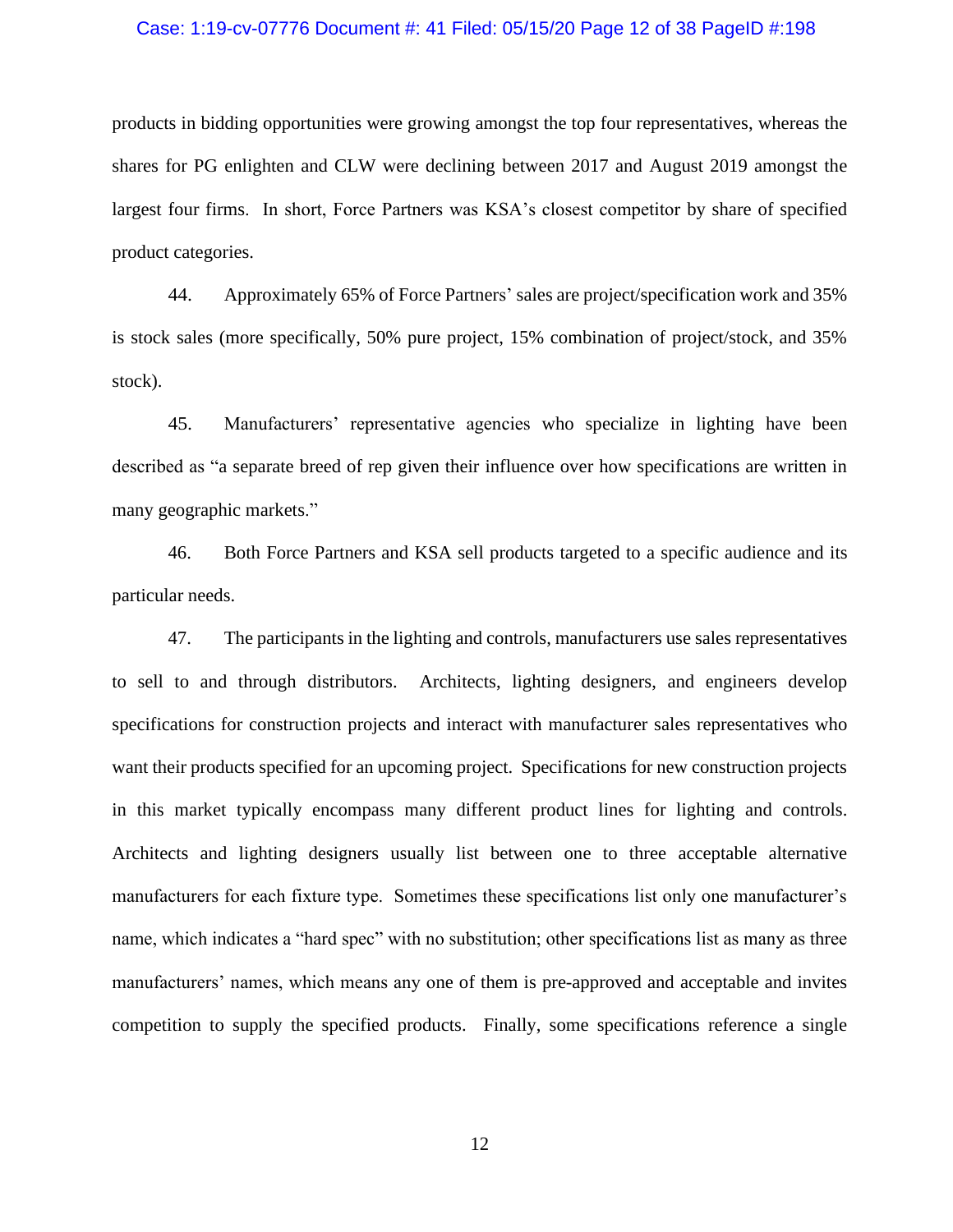products in bidding opportunities were growing amongst the top four representatives, whereas the shares for PG enlighten and CLW were declining between 2017 and August 2019 amongst the largest four firms. In short, Force Partners was KSA's closest competitor by share of specified product categories.

44. Approximately 65% of Force Partners' sales are project/specification work and 35% is stock sales (more specifically, 50% pure project, 15% combination of project/stock, and 35% stock).

45. Manufacturers' representative agencies who specialize in lighting have been described as "a separate breed of rep given their influence over how specifications are written in many geographic markets."

46. Both Force Partners and KSA sell products targeted to a specific audience and its particular needs.

47. The participants in the lighting and controls, manufacturers use sales representatives to sell to and through distributors. Architects, lighting designers, and engineers develop specifications for construction projects and interact with manufacturer sales representatives who want their products specified for an upcoming project. Specifications for new construction projects in this market typically encompass many different product lines for lighting and controls. Architects and lighting designers usually list between one to three acceptable alternative manufacturers for each fixture type. Sometimes these specifications list only one manufacturer's name, which indicates a "hard spec" with no substitution; other specifications list as many as three manufacturers' names, which means any one of them is pre-approved and acceptable and invites competition to supply the specified products. Finally, some specifications reference a single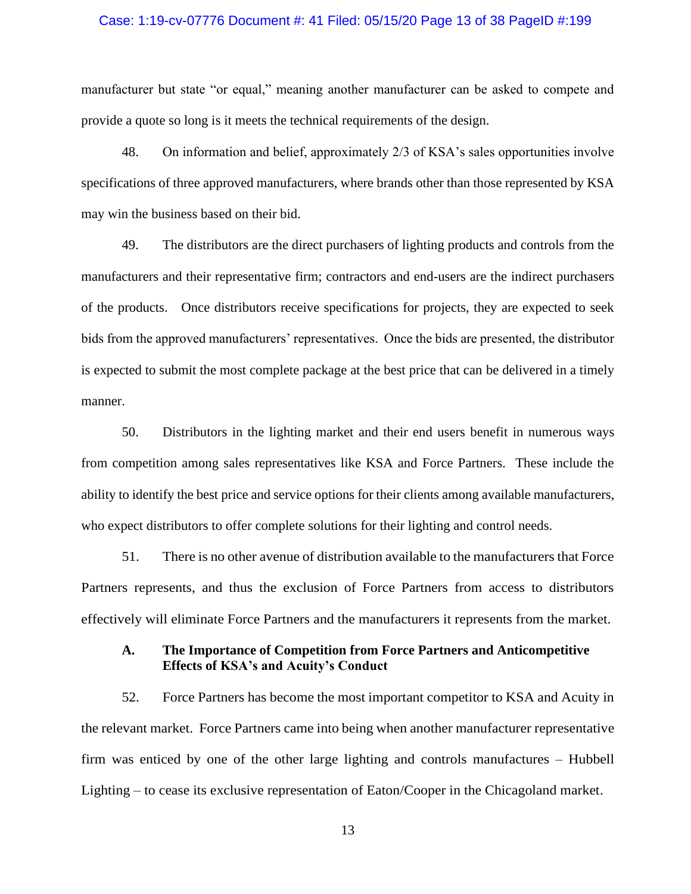manufacturer but state "or equal," meaning another manufacturer can be asked to compete and provide a quote so long is it meets the technical requirements of the design.

48. On information and belief, approximately 2/3 of KSA's sales opportunities involve specifications of three approved manufacturers, where brands other than those represented by KSA may win the business based on their bid.

49. The distributors are the direct purchasers of lighting products and controls from the manufacturers and their representative firm; contractors and end-users are the indirect purchasers of the products. Once distributors receive specifications for projects, they are expected to seek bids from the approved manufacturers' representatives. Once the bids are presented, the distributor is expected to submit the most complete package at the best price that can be delivered in a timely manner.

50. Distributors in the lighting market and their end users benefit in numerous ways from competition among sales representatives like KSA and Force Partners. These include the ability to identify the best price and service options for their clients among available manufacturers, who expect distributors to offer complete solutions for their lighting and control needs.

51. There is no other avenue of distribution available to the manufacturers that Force Partners represents, and thus the exclusion of Force Partners from access to distributors effectively will eliminate Force Partners and the manufacturers it represents from the market.

### A. The Importance of Competition from Force Partners and Anticompetitive Effects of KSA's and Acuity's Conduct

52. Force Partners has become the most important competitor to KSA and Acuity in the relevant market. Force Partners came into being when another manufacturer representative firm was enticed by one of the other large lighting and controls manufactures – Hubbell Lighting – to cease its exclusive representation of Eaton/Cooper in the Chicagoland market.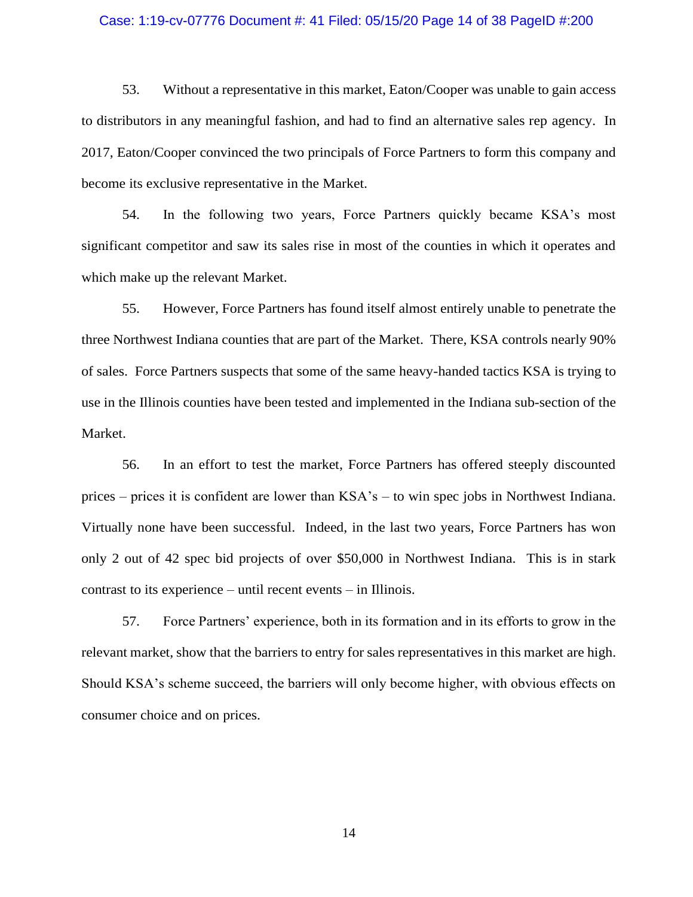53. Without a representative in this market, Eaton/Cooper was unable to gain access to distributors in any meaningful fashion, and had to find an alternative sales rep agency. In 2017, Eaton/Cooper convinced the two principals of Force Partners to form this company and become its exclusive representative in the Market.

54. In the following two years, Force Partners quickly became KSA's most significant competitor and saw its sales rise in most of the counties in which it operates and which make up the relevant Market.

55. However, Force Partners has found itself almost entirely unable to penetrate the three Northwest Indiana counties that are part of the Market. There, KSA controls nearly 90% of sales. Force Partners suspects that some of the same heavy-handed tactics KSA is trying to use in the Illinois counties have been tested and implemented in the Indiana sub-section of the Market.

56. In an effort to test the market, Force Partners has offered steeply discounted prices – prices it is confident are lower than KSA's – to win spec jobs in Northwest Indiana. Virtually none have been successful. Indeed, in the last two years, Force Partners has won only 2 out of 42 spec bid projects of over $50,000 in Northwest Indiana. This is in stark contrast to its experience – until recent events – in Illinois.

57. Force Partners' experience, both in its formation and in its efforts to grow in the relevant market, show that the barriers to entry for sales representatives in this market are high. Should KSA's scheme succeed, the barriers will only become higher, with obvious effects on consumer choice and on prices.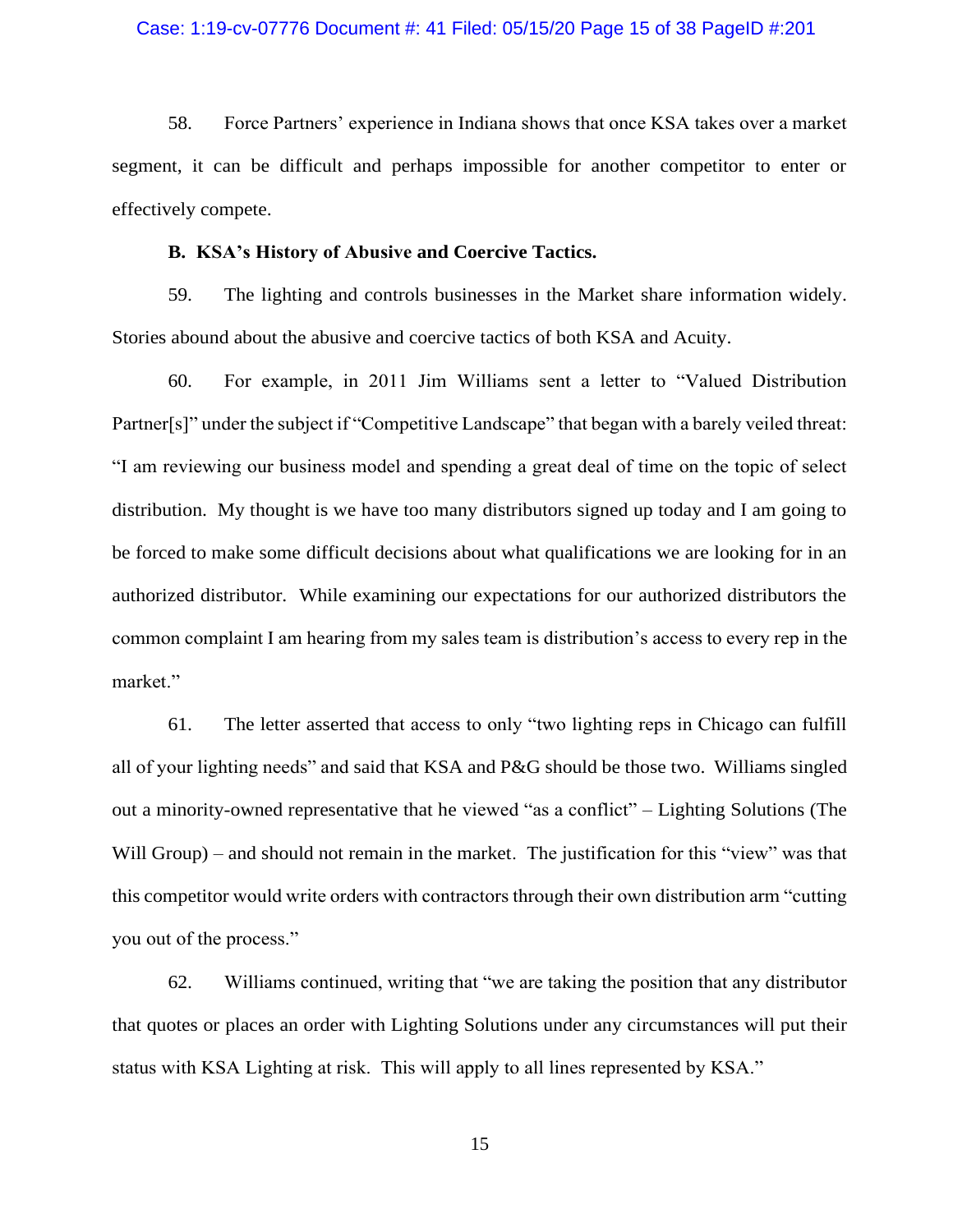58. Force Partners' experience in Indiana shows that once KSA takes over a market segment, it can be difficult and perhaps impossible for another competitor to enter or effectively compete.

**B. KSA's History of Abusive and Coercive Tactics.**

59. The lighting and controls businesses in the Market share information widely. Stories abound about the abusive and coercive tactics of both KSA and Acuity.

60. For example, in 2011 Jim Williams sent a letter to "Valued Distribution Partner[s]" under the subject if "Competitive Landscape" that began with a barely veiled threat: "I am reviewing our business model and spending a great deal of time on the topic of select distribution. My thought is we have too many distributors signed up today and I am going to be forced to make some difficult decisions about what qualifications we are looking for in an authorized distributor. While examining our expectations for our authorized distributors the common complaint I am hearing from my sales team is distribution's access to every rep in the market."

61. The letter asserted that access to only "two lighting reps in Chicago can fulfill all of your lighting needs" and said that KSA and P&G should be those two. Williams singled out a minority-owned representative that he viewed "as a conflict" – Lighting Solutions (The Will Group) – and should not remain in the market. The justification for this "view" was that this competitor would write orders with contractors through their own distribution arm "cutting you out of the process."

62. Williams continued, writing that "we are taking the position that any distributor that quotes or places an order with Lighting Solutions under any circumstances will put their status with KSA Lighting at risk. This will apply to all lines represented by KSA."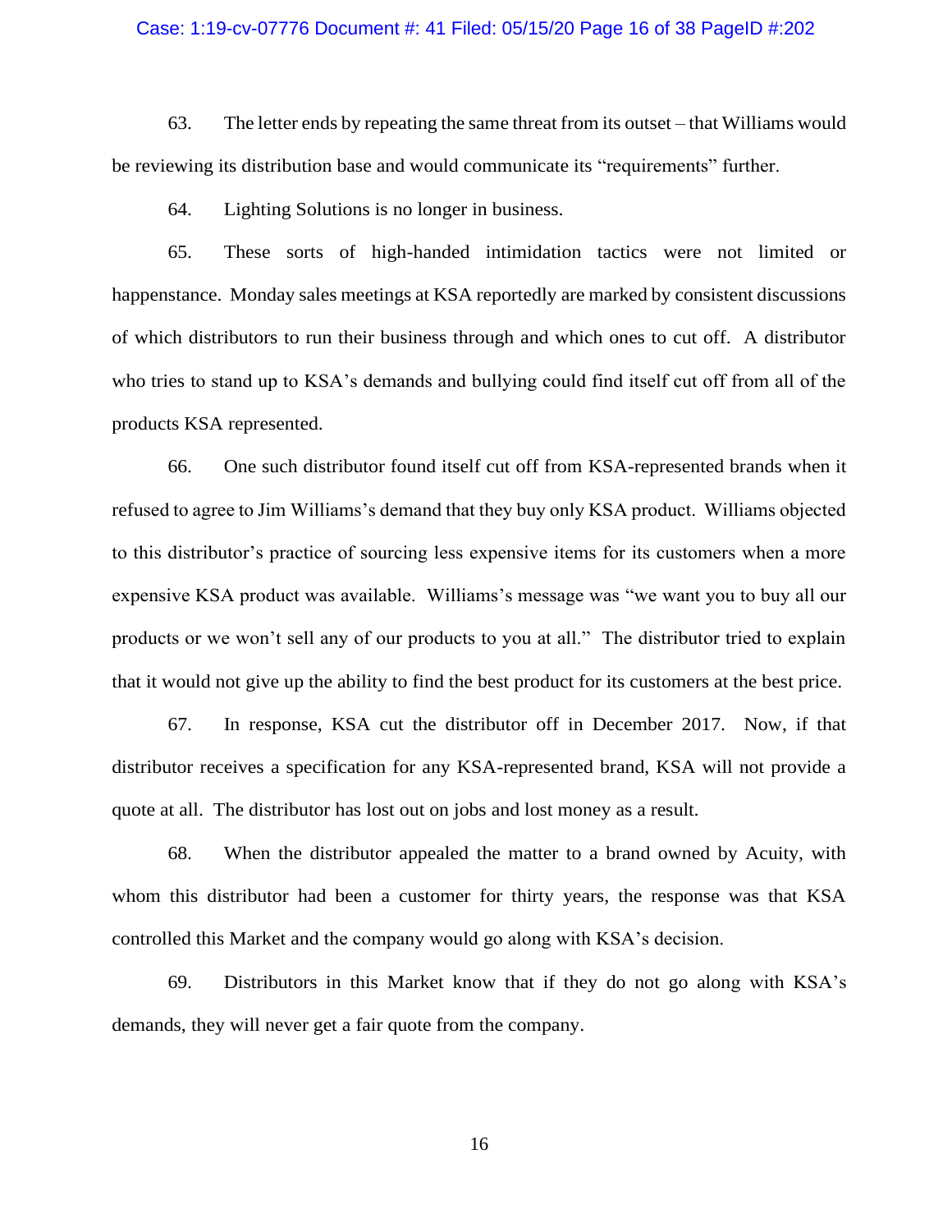63. The letter ends by repeating the same threat from its outset – that Williams would be reviewing its distribution base and would communicate its "requirements" further.

64. Lighting Solutions is no longer in business.

65. These sorts of high-handed intimidation tactics were not limited or happenstance. Monday sales meetings at KSA reportedly are marked by consistent discussions of which distributors to run their business through and which ones to cut off. A distributor who tries to stand up to KSA's demands and bullying could find itself cut off from all of the products KSA represented.

66. One such distributor found itself cut off from KSA-represented brands when it refused to agree to Jim Williams's demand that they buy only KSA product. Williams objected to this distributor's practice of sourcing less expensive items for its customers when a more expensive KSA product was available. Williams's message was "we want you to buy all our products or we won't sell any of our products to you at all." The distributor tried to explain that it would not give up the ability to find the best product for its customers at the best price.

67. In response, KSA cut the distributor off in December 2017. Now, if that distributor receives a specification for any KSA-represented brand, KSA will not provide a quote at all. The distributor has lost out on jobs and lost money as a result.

68. When the distributor appealed the matter to a brand owned by Acuity, with whom this distributor had been a customer for thirty years, the response was that KSA controlled this Market and the company would go along with KSA's decision.

69. Distributors in this Market know that if they do not go along with KSA's demands, they will never get a fair quote from the company.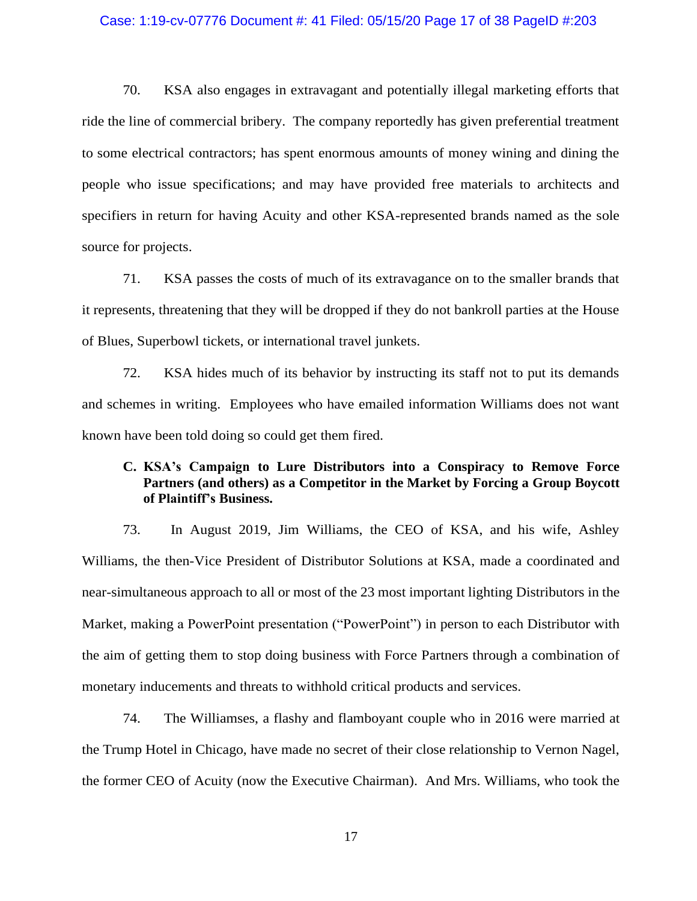70. KSA also engages in extravagant and potentially illegal marketing efforts that ride the line of commercial bribery. The company reportedly has given preferential treatment to some electrical contractors; has spent enormous amounts of money wining and dining the people who issue specifications; and may have provided free materials to architects and specifiers in return for having Acuity and other KSA-represented brands named as the sole source for projects.

71. KSA passes the costs of much of its extravagance on to the smaller brands that it represents, threatening that they will be dropped if they do not bankroll parties at the House of Blues, Superbowl tickets, or international travel junkets.

72. KSA hides much of its behavior by instructing its staff not to put its demands and schemes in writing. Employees who have emailed information Williams does not want known have been told doing so could get them fired.

**C. KSA's Campaign to Lure Distributors into a Conspiracy to Remove Force Partners (and others) as a Competitor in the Market by Forcing a Group Boycott of Plaintiff's Business.**

73. In August 2019, Jim Williams, the CEO of KSA, and his wife, Ashley Williams, the then-Vice President of Distributor Solutions at KSA, made a coordinated and near-simultaneous approach to all or most of the 23 most important lighting Distributors in the Market, making a PowerPoint presentation ("PowerPoint") in person to each Distributor with the aim of getting them to stop doing business with Force Partners through a combination of monetary inducements and threats to withhold critical products and services.

74. The Williamses, a flashy and flamboyant couple who in 2016 were married at the Trump Hotel in Chicago, have made no secret of their close relationship to Vernon Nagel, the former CEO of Acuity (now the Executive Chairman). And Mrs. Williams, who took the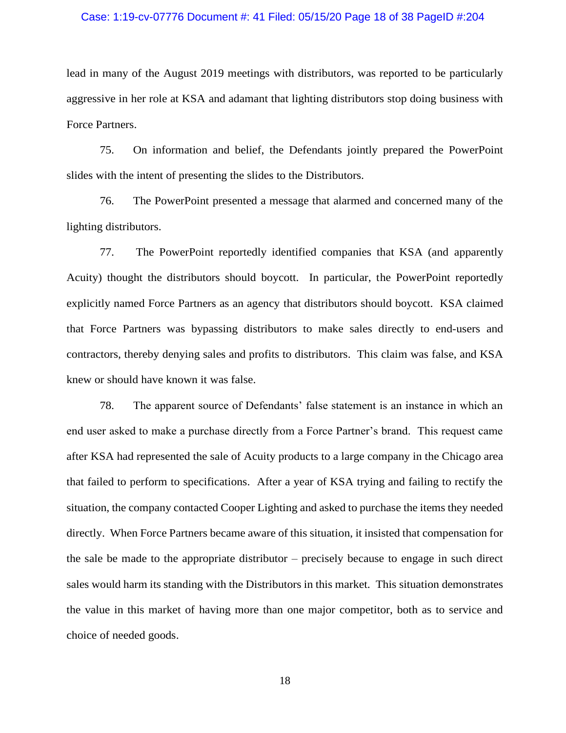lead in many of the August 2019 meetings with distributors, was reported to be particularly aggressive in her role at KSA and adamant that lighting distributors stop doing business with Force Partners.

75. On information and belief, the Defendants jointly prepared the PowerPoint slides with the intent of presenting the slides to the Distributors.

76. The PowerPoint presented a message that alarmed and concerned many of the lighting distributors.

77. The PowerPoint reportedly identified companies that KSA (and apparently Acuity) thought the distributors should boycott. In particular, the PowerPoint reportedly explicitly named Force Partners as an agency that distributors should boycott. KSA claimed that Force Partners was bypassing distributors to make sales directly to end-users and contractors, thereby denying sales and profits to distributors. This claim was false, and KSA knew or should have known it was false.

78. The apparent source of Defendants' false statement is an instance in which an end user asked to make a purchase directly from a Force Partner's brand. This request came after KSA had represented the sale of Acuity products to a large company in the Chicago area that failed to perform to specifications. After a year of KSA trying and failing to rectify the situation, the company contacted Cooper Lighting and asked to purchase the items they needed directly. When Force Partners became aware of this situation, it insisted that compensation for the sale be made to the appropriate distributor – precisely because to engage in such direct sales would harm its standing with the Distributors in this market. This situation demonstrates the value in this market of having more than one major competitor, both as to service and choice of needed goods.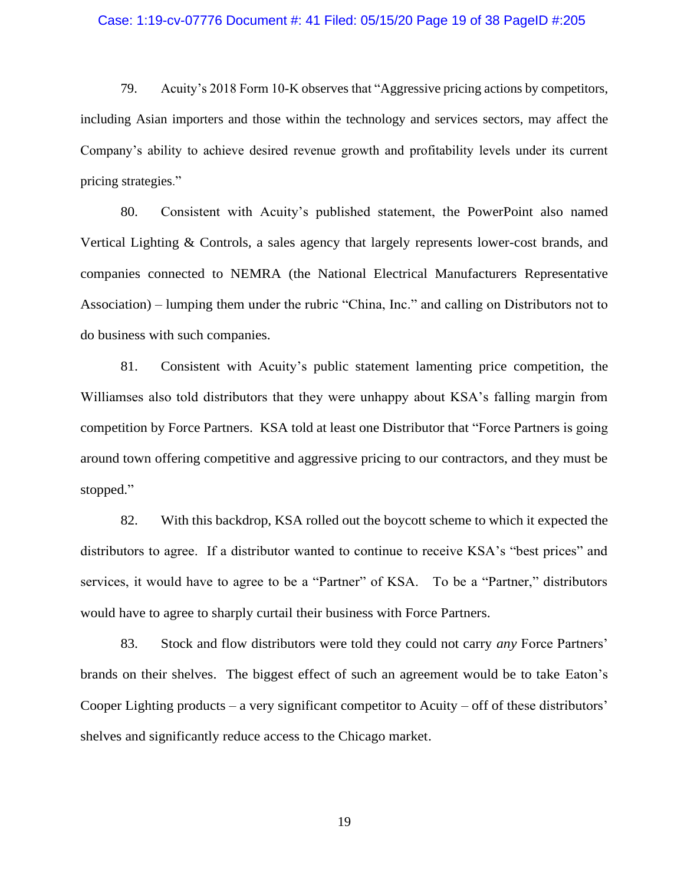79. Acuity's 2018 Form 10-K observes that "Aggressive pricing actions by competitors, including Asian importers and those within the technology and services sectors, may affect the Company's ability to achieve desired revenue growth and profitability levels under its current pricing strategies."

80. Consistent with Acuity's published statement, the PowerPoint also named Vertical Lighting & Controls, a sales agency that largely represents lower-cost brands, and companies connected to NEMRA (the National Electrical Manufacturers Representative Association) – lumping them under the rubric "China, Inc." and calling on Distributors not to do business with such companies.

81. Consistent with Acuity's public statement lamenting price competition, the Williamses also told distributors that they were unhappy about KSA's falling margin from competition by Force Partners. KSA told at least one Distributor that "Force Partners is going around town offering competitive and aggressive pricing to our contractors, and they must be stopped."

82. With this backdrop, KSA rolled out the boycott scheme to which it expected the distributors to agree. If a distributor wanted to continue to receive KSA's "best prices" and services, it would have to agree to be a "Partner" of KSA. To be a "Partner," distributors would have to agree to sharply curtail their business with Force Partners.

83. Stock and flow distributors were told they could not carry *any* Force Partners' brands on their shelves. The biggest effect of such an agreement would be to take Eaton's Cooper Lighting products – a very significant competitor to Acuity – off of these distributors' shelves and significantly reduce access to the Chicago market.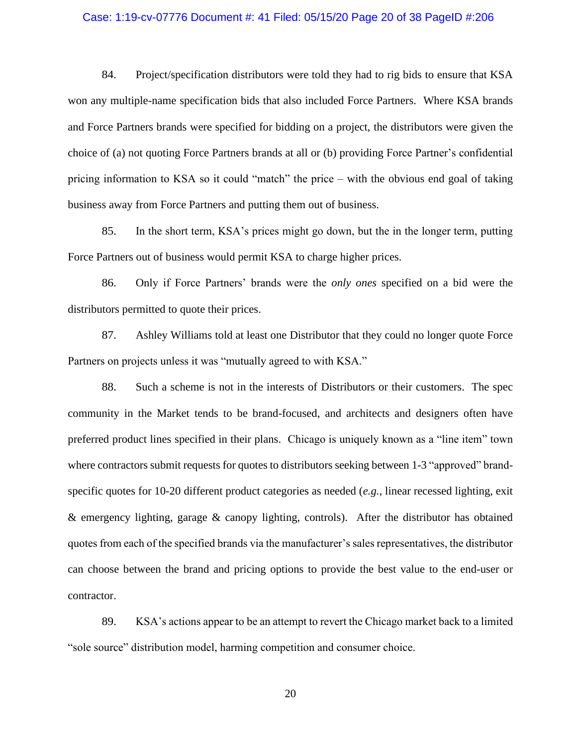84. Project/specification distributors were told they had to rig bids to ensure that KSA won any multiple-name specification bids that also included Force Partners. Where KSA brands and Force Partners brands were specified for bidding on a project, the distributors were given the choice of (a) not quoting Force Partners brands at all or (b) providing Force Partner's confidential pricing information to KSA so it could "match" the price – with the obvious end goal of taking business away from Force Partners and putting them out of business.

85. In the short term, KSA's prices might go down, but the in the longer term, putting Force Partners out of business would permit KSA to charge higher prices.

86. Only if Force Partners' brands were the *only ones* specified on a bid were the distributors permitted to quote their prices.

87. Ashley Williams told at least one Distributor that they could no longer quote Force Partners on projects unless it was "mutually agreed to with KSA."

88. Such a scheme is not in the interests of Distributors or their customers. The spec community in the Market tends to be brand-focused, and architects and designers often have preferred product lines specified in their plans. Chicago is uniquely known as a "line item" town where contractors submit requests for quotes to distributors seeking between 1-3 "approved" brand-specific quotes for 10-20 different product categories as needed (*e.g.*, linear recessed lighting, exit & emergency lighting, garage & canopy lighting, controls). After the distributor has obtained quotes from each of the specified brands via the manufacturer's sales representatives, the distributor can choose between the brand and pricing options to provide the best value to the end-user or contractor.

89. KSA's actions appear to be an attempt to revert the Chicago market back to a limited "sole source" distribution model, harming competition and consumer choice.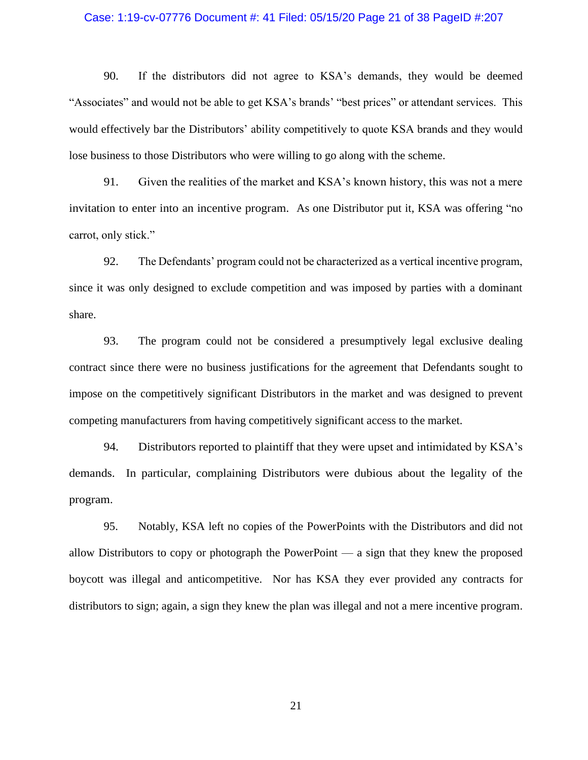90. If the distributors did not agree to KSA's demands, they would be deemed "Associates" and would not be able to get KSA's brands' "best prices" or attendant services. This would effectively bar the Distributors' ability competitively to quote KSA brands and they would lose business to those Distributors who were willing to go along with the scheme.

91. Given the realities of the market and KSA's known history, this was not a mere invitation to enter into an incentive program. As one Distributor put it, KSA was offering "no carrot, only stick."

92. The Defendants' program could not be characterized as a vertical incentive program, since it was only designed to exclude competition and was imposed by parties with a dominant share.

93. The program could not be considered a presumptively legal exclusive dealing contract since there were no business justifications for the agreement that Defendants sought to impose on the competitively significant Distributors in the market and was designed to prevent competing manufacturers from having competitively significant access to the market.

94. Distributors reported to plaintiff that they were upset and intimidated by KSA's demands. In particular, complaining Distributors were dubious about the legality of the program.

95. Notably, KSA left no copies of the PowerPoints with the Distributors and did not allow Distributors to copy or photograph the PowerPoint — a sign that they knew the proposed boycott was illegal and anticompetitive. Nor has KSA they ever provided any contracts for distributors to sign; again, a sign they knew the plan was illegal and not a mere incentive program.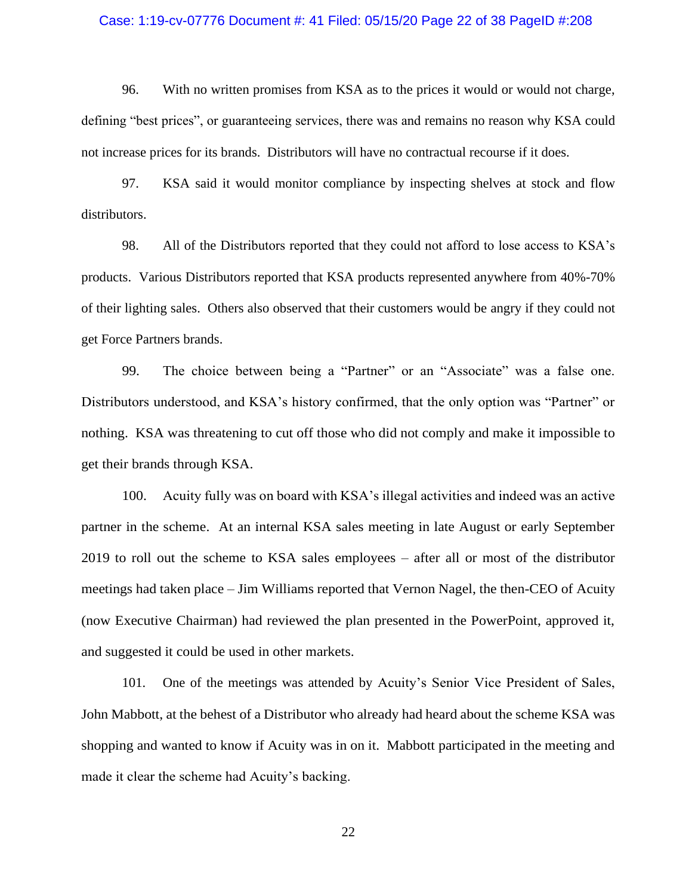96. With no written promises from KSA as to the prices it would or would not charge, defining "best prices", or guaranteeing services, there was and remains no reason why KSA could not increase prices for its brands. Distributors will have no contractual recourse if it does.

97. KSA said it would monitor compliance by inspecting shelves at stock and flow distributors.

98. All of the Distributors reported that they could not afford to lose access to KSA's products. Various Distributors reported that KSA products represented anywhere from 40%-70% of their lighting sales. Others also observed that their customers would be angry if they could not get Force Partners brands.

99. The choice between being a "Partner" or an "Associate" was a false one. Distributors understood, and KSA's history confirmed, that the only option was "Partner" or nothing. KSA was threatening to cut off those who did not comply and make it impossible to get their brands through KSA.

100. Acuity fully was on board with KSA's illegal activities and indeed was an active partner in the scheme. At an internal KSA sales meeting in late August or early September 2019 to roll out the scheme to KSA sales employees – after all or most of the distributor meetings had taken place – Jim Williams reported that Vernon Nagel, the then-CEO of Acuity (now Executive Chairman) had reviewed the plan presented in the PowerPoint, approved it, and suggested it could be used in other markets.

101. One of the meetings was attended by Acuity's Senior Vice President of Sales, John Mabbott, at the behest of a Distributor who already had heard about the scheme KSA was shopping and wanted to know if Acuity was in on it. Mabbott participated in the meeting and made it clear the scheme had Acuity's backing.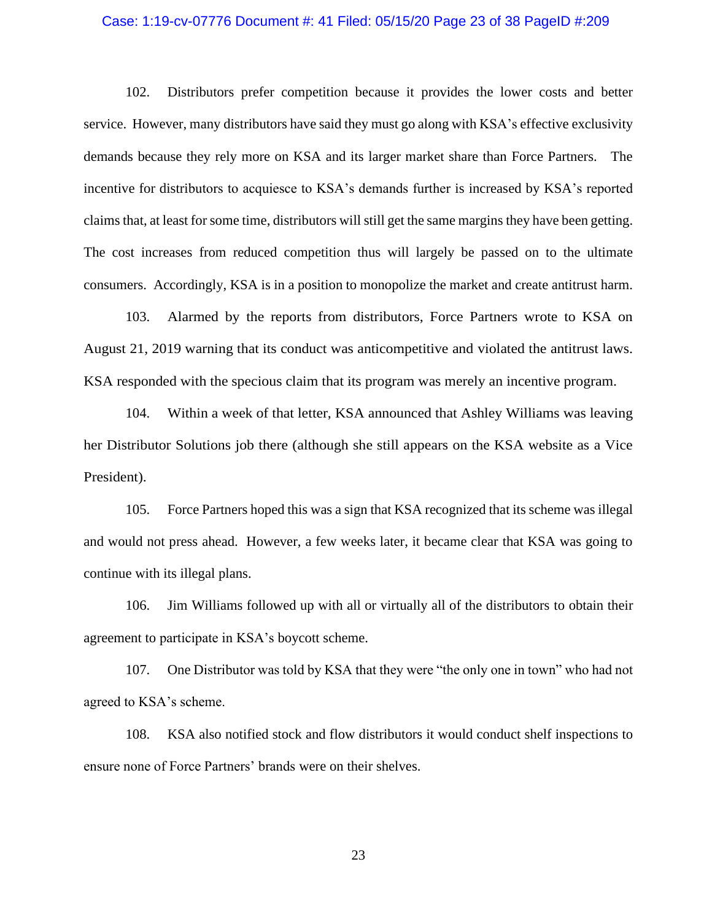102. Distributors prefer competition because it provides the lower costs and better service. However, many distributors have said they must go along with KSA's effective exclusivity demands because they rely more on KSA and its larger market share than Force Partners. The incentive for distributors to acquiesce to KSA's demands further is increased by KSA's reported claims that, at least for some time, distributors will still get the same margins they have been getting. The cost increases from reduced competition thus will largely be passed on to the ultimate consumers. Accordingly, KSA is in a position to monopolize the market and create antitrust harm.

103. Alarmed by the reports from distributors, Force Partners wrote to KSA on August 21, 2019 warning that its conduct was anticompetitive and violated the antitrust laws. KSA responded with the specious claim that its program was merely an incentive program.

104. Within a week of that letter, KSA announced that Ashley Williams was leaving her Distributor Solutions job there (although she still appears on the KSA website as a Vice President).

105. Force Partners hoped this was a sign that KSA recognized that its scheme was illegal and would not press ahead. However, a few weeks later, it became clear that KSA was going to continue with its illegal plans.

106. Jim Williams followed up with all or virtually all of the distributors to obtain their agreement to participate in KSA's boycott scheme.

107. One Distributor was told by KSA that they were "the only one in town" who had not agreed to KSA's scheme.

108. KSA also notified stock and flow distributors it would conduct shelf inspections to ensure none of Force Partners' brands were on their shelves.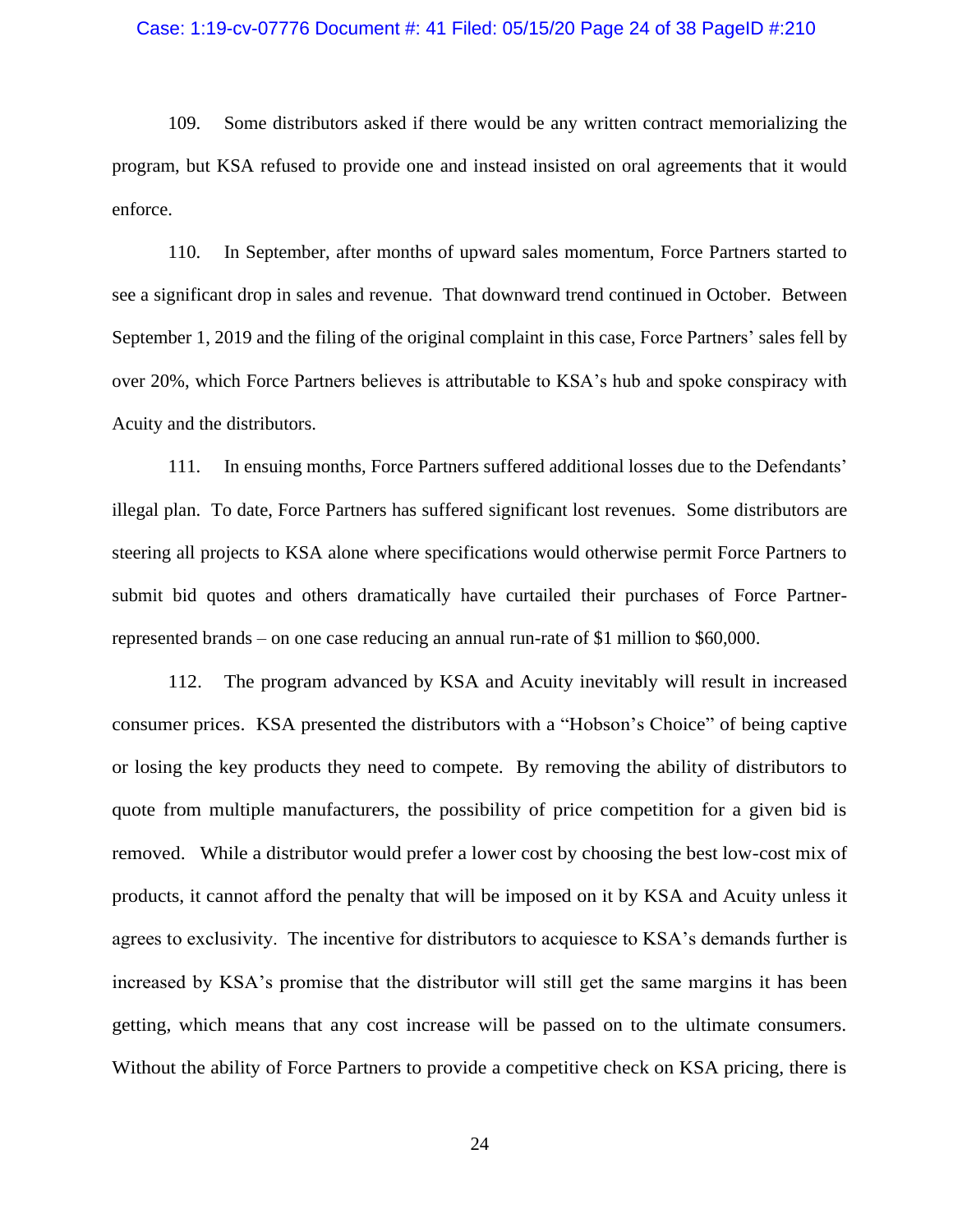109. Some distributors asked if there would be any written contract memorializing the program, but KSA refused to provide one and instead insisted on oral agreements that it would enforce.

110. In September, after months of upward sales momentum, Force Partners started to see a significant drop in sales and revenue. That downward trend continued in October. Between September 1, 2019 and the filing of the original complaint in this case, Force Partners' sales fell by over 20%, which Force Partners believes is attributable to KSA's hub and spoke conspiracy with Acuity and the distributors.

111. In ensuing months, Force Partners suffered additional losses due to the Defendants' illegal plan. To date, Force Partners has suffered significant lost revenues. Some distributors are steering all projects to KSA alone where specifications would otherwise permit Force Partners to submit bid quotes and others dramatically have curtailed their purchases of Force Partner-represented brands – on one case reducing an annual run-rate of $1 million to $60,000.

112. The program advanced by KSA and Acuity inevitably will result in increased consumer prices. KSA presented the distributors with a "Hobson's Choice" of being captive or losing the key products they need to compete. By removing the ability of distributors to quote from multiple manufacturers, the possibility of price competition for a given bid is removed. While a distributor would prefer a lower cost by choosing the best low-cost mix of products, it cannot afford the penalty that will be imposed on it by KSA and Acuity unless it agrees to exclusivity. The incentive for distributors to acquiesce to KSA's demands further is increased by KSA's promise that the distributor will still get the same margins it has been getting, which means that any cost increase will be passed on to the ultimate consumers. Without the ability of Force Partners to provide a competitive check on KSA pricing, there is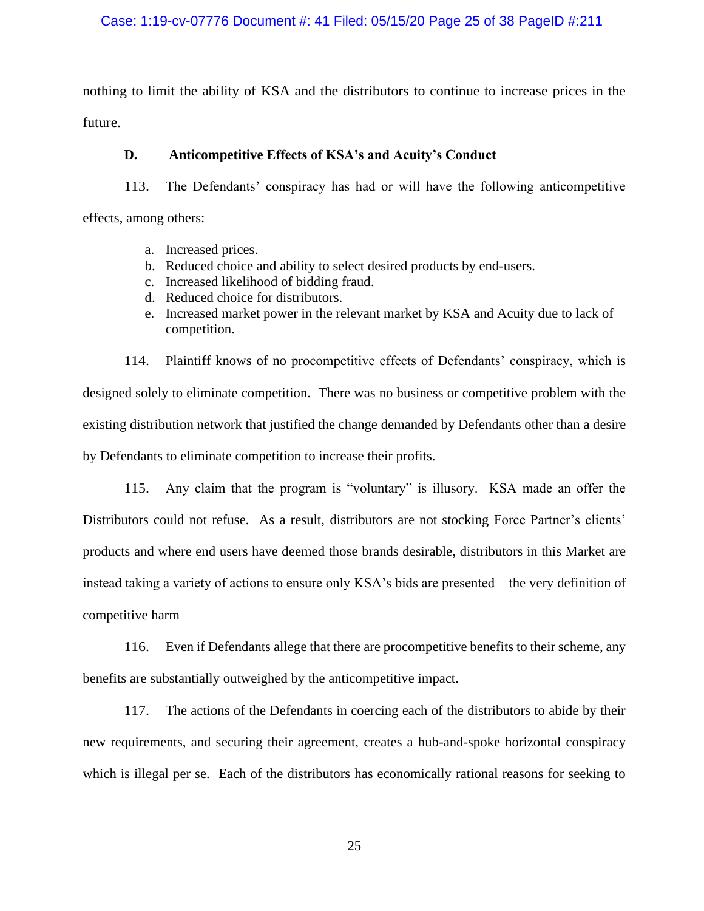nothing to limit the ability of KSA and the distributors to continue to increase prices in the future.

### D. Anticompetitive Effects of KSA's and Acuity's Conduct

113. The Defendants' conspiracy has had or will have the following anticompetitive effects, among others:

a. Increased prices.
b. Reduced choice and ability to select desired products by end-users.
c. Increased likelihood of bidding fraud.
d. Reduced choice for distributors.
e. Increased market power in the relevant market by KSA and Acuity due to lack of competition.

114. Plaintiff knows of no procompetitive effects of Defendants' conspiracy, which is designed solely to eliminate competition. There was no business or competitive problem with the existing distribution network that justified the change demanded by Defendants other than a desire by Defendants to eliminate competition to increase their profits.

115. Any claim that the program is "voluntary" is illusory. KSA made an offer the Distributors could not refuse. As a result, distributors are not stocking Force Partner's clients' products and where end users have deemed those brands desirable, distributors in this Market are instead taking a variety of actions to ensure only KSA's bids are presented – the very definition of competitive harm

116. Even if Defendants allege that there are procompetitive benefits to their scheme, any benefits are substantially outweighed by the anticompetitive impact.

117. The actions of the Defendants in coercing each of the distributors to abide by their new requirements, and securing their agreement, creates a hub-and-spoke horizontal conspiracy which is illegal per se. Each of the distributors has economically rational reasons for seeking to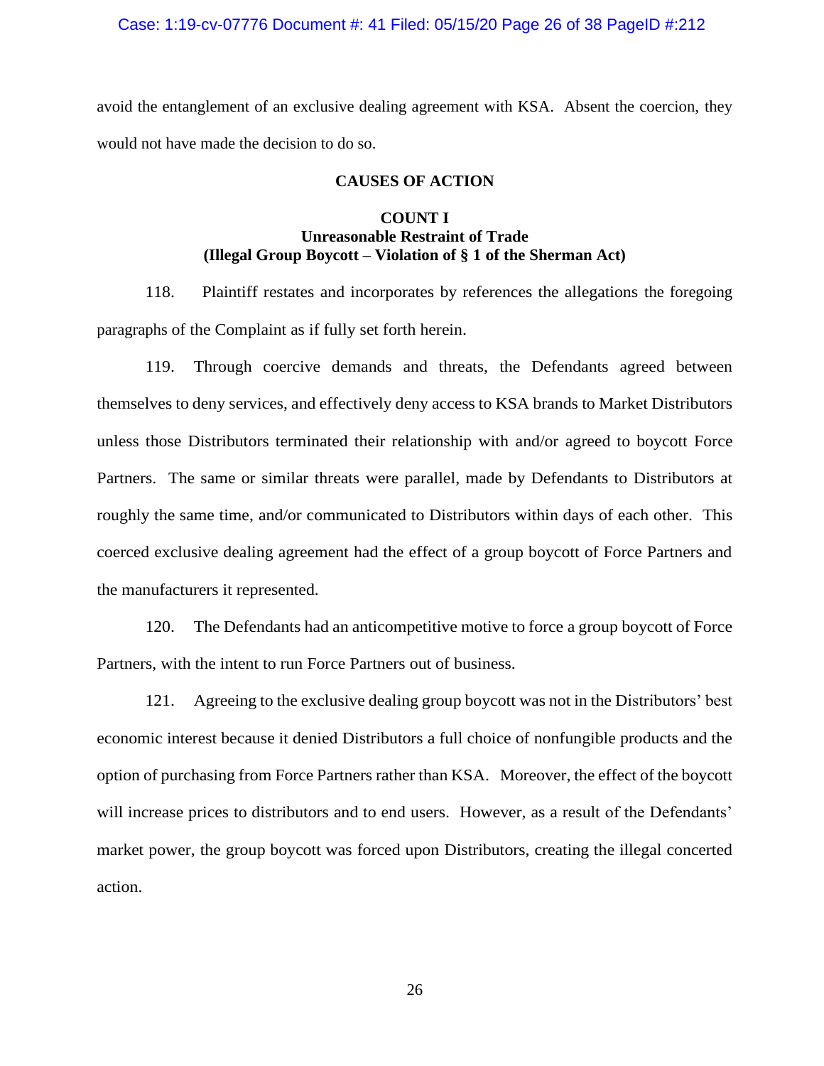avoid the entanglement of an exclusive dealing agreement with KSA. Absent the coercion, they would not have made the decision to do so.

## CAUSES OF ACTION

### COUNT I
### Unreasonable Restraint of Trade
### (Illegal Group Boycott – Violation of § 1 of the Sherman Act)

118. Plaintiff restates and incorporates by references the allegations the foregoing paragraphs of the Complaint as if fully set forth herein.

119. Through coercive demands and threats, the Defendants agreed between themselves to deny services, and effectively deny access to KSA brands to Market Distributors unless those Distributors terminated their relationship with and/or agreed to boycott Force Partners. The same or similar threats were parallel, made by Defendants to Distributors at roughly the same time, and/or communicated to Distributors within days of each other. This coerced exclusive dealing agreement had the effect of a group boycott of Force Partners and the manufacturers it represented.

120. The Defendants had an anticompetitive motive to force a group boycott of Force Partners, with the intent to run Force Partners out of business.

121. Agreeing to the exclusive dealing group boycott was not in the Distributors' best economic interest because it denied Distributors a full choice of nonfungible products and the option of purchasing from Force Partners rather than KSA. Moreover, the effect of the boycott will increase prices to distributors and to end users. However, as a result of the Defendants' market power, the group boycott was forced upon Distributors, creating the illegal concerted action.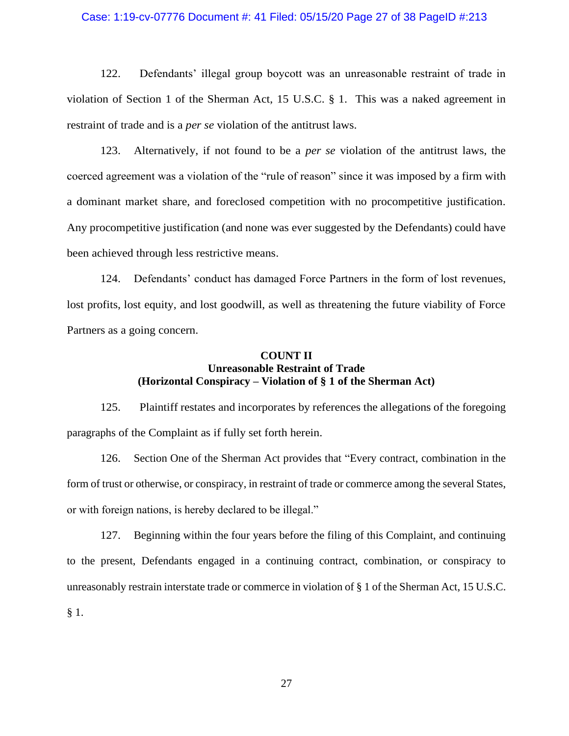122. Defendants' illegal group boycott was an unreasonable restraint of trade in violation of Section 1 of the Sherman Act, 15 U.S.C. § 1. This was a naked agreement in restraint of trade and is a *per se* violation of the antitrust laws.

123. Alternatively, if not found to be a *per se* violation of the antitrust laws, the coerced agreement was a violation of the "rule of reason" since it was imposed by a firm with a dominant market share, and foreclosed competition with no procompetitive justification. Any procompetitive justification (and none was ever suggested by the Defendants) could have been achieved through less restrictive means.

124. Defendants' conduct has damaged Force Partners in the form of lost revenues, lost profits, lost equity, and lost goodwill, as well as threatening the future viability of Force Partners as a going concern.

**COUNT II**
**Unreasonable Restraint of Trade**
**(Horizontal Conspiracy – Violation of § 1 of the Sherman Act)**

125. Plaintiff restates and incorporates by references the allegations of the foregoing paragraphs of the Complaint as if fully set forth herein.

126. Section One of the Sherman Act provides that "Every contract, combination in the form of trust or otherwise, or conspiracy, in restraint of trade or commerce among the several States, or with foreign nations, is hereby declared to be illegal."

127. Beginning within the four years before the filing of this Complaint, and continuing to the present, Defendants engaged in a continuing contract, combination, or conspiracy to unreasonably restrain interstate trade or commerce in violation of § 1 of the Sherman Act, 15 U.S.C. § 1.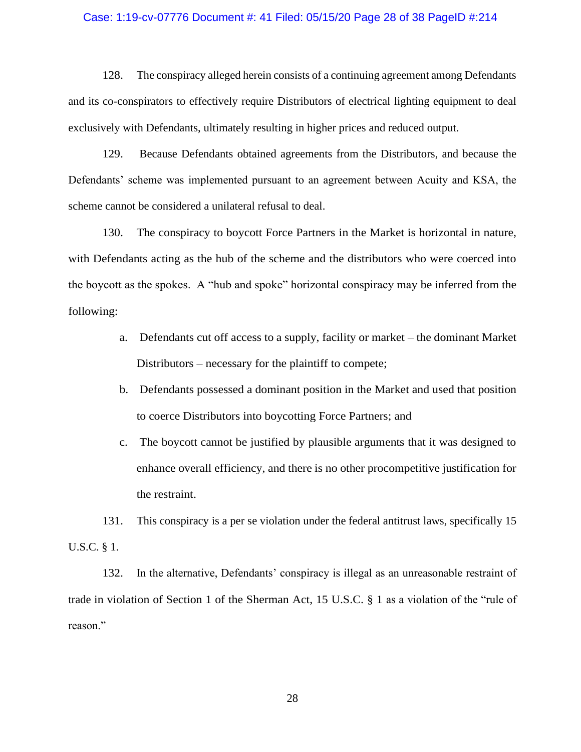128. The conspiracy alleged herein consists of a continuing agreement among Defendants and its co-conspirators to effectively require Distributors of electrical lighting equipment to deal exclusively with Defendants, ultimately resulting in higher prices and reduced output.

129. Because Defendants obtained agreements from the Distributors, and because the Defendants' scheme was implemented pursuant to an agreement between Acuity and KSA, the scheme cannot be considered a unilateral refusal to deal.

130. The conspiracy to boycott Force Partners in the Market is horizontal in nature, with Defendants acting as the hub of the scheme and the distributors who were coerced into the boycott as the spokes. A "hub and spoke" horizontal conspiracy may be inferred from the following:

a. Defendants cut off access to a supply, facility or market – the dominant Market Distributors – necessary for the plaintiff to compete;

b. Defendants possessed a dominant position in the Market and used that position to coerce Distributors into boycotting Force Partners; and

c. The boycott cannot be justified by plausible arguments that it was designed to enhance overall efficiency, and there is no other procompetitive justification for the restraint.

131. This conspiracy is a per se violation under the federal antitrust laws, specifically 15 U.S.C. § 1.

132. In the alternative, Defendants' conspiracy is illegal as an unreasonable restraint of trade in violation of Section 1 of the Sherman Act, 15 U.S.C. § 1 as a violation of the "rule of reason."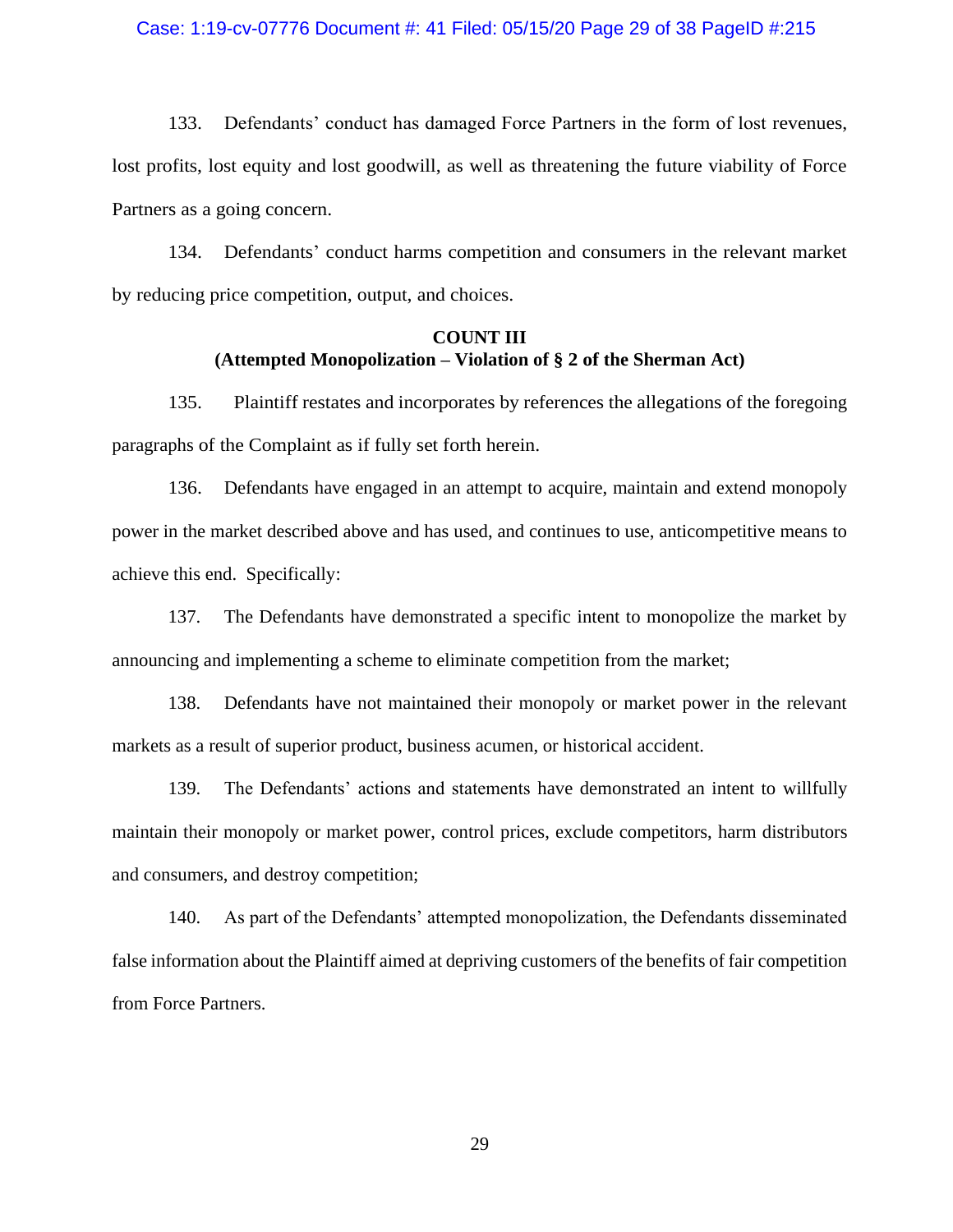133. Defendants' conduct has damaged Force Partners in the form of lost revenues, lost profits, lost equity and lost goodwill, as well as threatening the future viability of Force Partners as a going concern.

134. Defendants' conduct harms competition and consumers in the relevant market by reducing price competition, output, and choices.

**COUNT III**
**(Attempted Monopolization – Violation of § 2 of the Sherman Act)**

135. Plaintiff restates and incorporates by references the allegations of the foregoing paragraphs of the Complaint as if fully set forth herein.

136. Defendants have engaged in an attempt to acquire, maintain and extend monopoly power in the market described above and has used, and continues to use, anticompetitive means to achieve this end. Specifically:

137. The Defendants have demonstrated a specific intent to monopolize the market by announcing and implementing a scheme to eliminate competition from the market;

138. Defendants have not maintained their monopoly or market power in the relevant markets as a result of superior product, business acumen, or historical accident.

139. The Defendants' actions and statements have demonstrated an intent to willfully maintain their monopoly or market power, control prices, exclude competitors, harm distributors and consumers, and destroy competition;

140. As part of the Defendants' attempted monopolization, the Defendants disseminated false information about the Plaintiff aimed at depriving customers of the benefits of fair competition from Force Partners.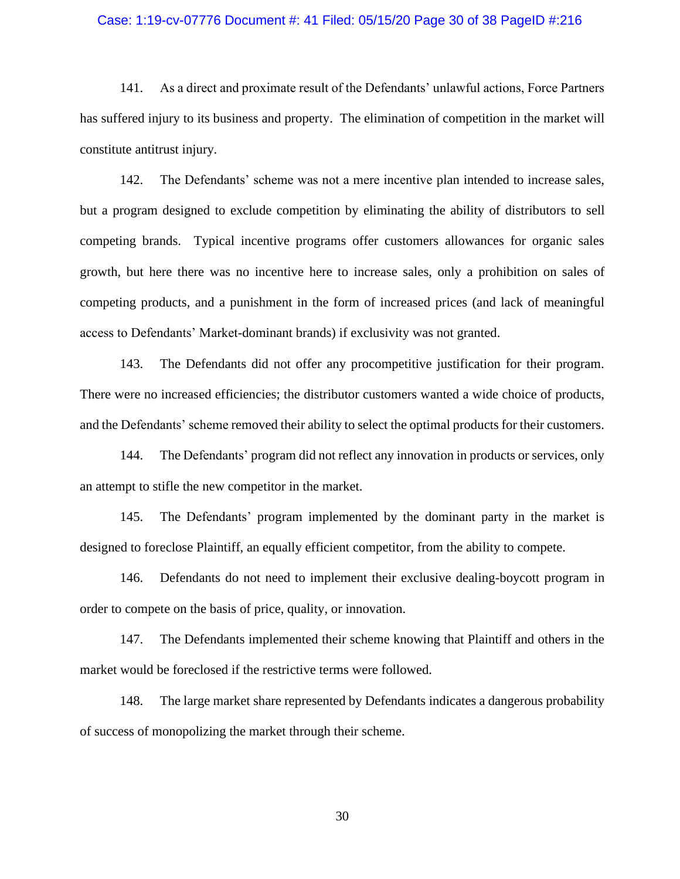141. As a direct and proximate result of the Defendants' unlawful actions, Force Partners has suffered injury to its business and property. The elimination of competition in the market will constitute antitrust injury.

142. The Defendants' scheme was not a mere incentive plan intended to increase sales, but a program designed to exclude competition by eliminating the ability of distributors to sell competing brands. Typical incentive programs offer customers allowances for organic sales growth, but here there was no incentive here to increase sales, only a prohibition on sales of competing products, and a punishment in the form of increased prices (and lack of meaningful access to Defendants' Market-dominant brands) if exclusivity was not granted.

143. The Defendants did not offer any procompetitive justification for their program. There were no increased efficiencies; the distributor customers wanted a wide choice of products, and the Defendants' scheme removed their ability to select the optimal products for their customers.

144. The Defendants' program did not reflect any innovation in products or services, only an attempt to stifle the new competitor in the market.

145. The Defendants' program implemented by the dominant party in the market is designed to foreclose Plaintiff, an equally efficient competitor, from the ability to compete.

146. Defendants do not need to implement their exclusive dealing-boycott program in order to compete on the basis of price, quality, or innovation.

147. The Defendants implemented their scheme knowing that Plaintiff and others in the market would be foreclosed if the restrictive terms were followed.

148. The large market share represented by Defendants indicates a dangerous probability of success of monopolizing the market through their scheme.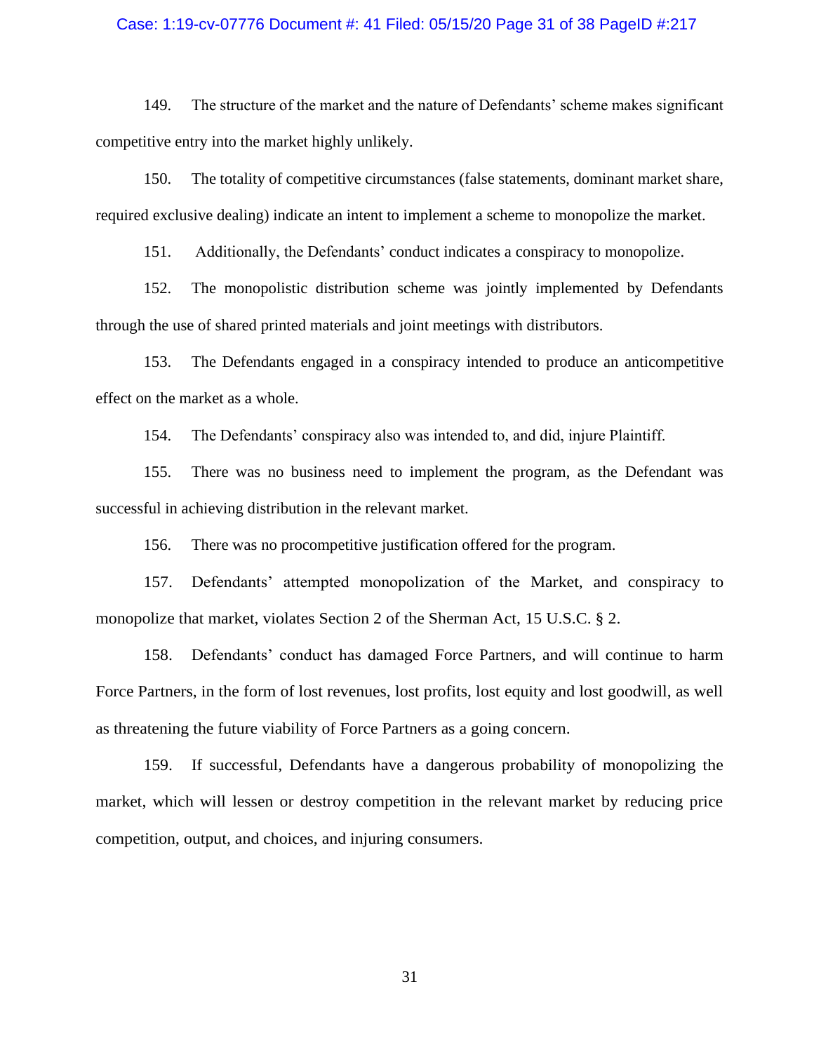149. The structure of the market and the nature of Defendants' scheme makes significant competitive entry into the market highly unlikely.

150. The totality of competitive circumstances (false statements, dominant market share, required exclusive dealing) indicate an intent to implement a scheme to monopolize the market.

151. Additionally, the Defendants' conduct indicates a conspiracy to monopolize.

152. The monopolistic distribution scheme was jointly implemented by Defendants through the use of shared printed materials and joint meetings with distributors.

153. The Defendants engaged in a conspiracy intended to produce an anticompetitive effect on the market as a whole.

154. The Defendants' conspiracy also was intended to, and did, injure Plaintiff.

155. There was no business need to implement the program, as the Defendant was successful in achieving distribution in the relevant market.

156. There was no procompetitive justification offered for the program.

157. Defendants' attempted monopolization of the Market, and conspiracy to monopolize that market, violates Section 2 of the Sherman Act, 15 U.S.C. § 2.

158. Defendants' conduct has damaged Force Partners, and will continue to harm Force Partners, in the form of lost revenues, lost profits, lost equity and lost goodwill, as well as threatening the future viability of Force Partners as a going concern.

159. If successful, Defendants have a dangerous probability of monopolizing the market, which will lessen or destroy competition in the relevant market by reducing price competition, output, and choices, and injuring consumers.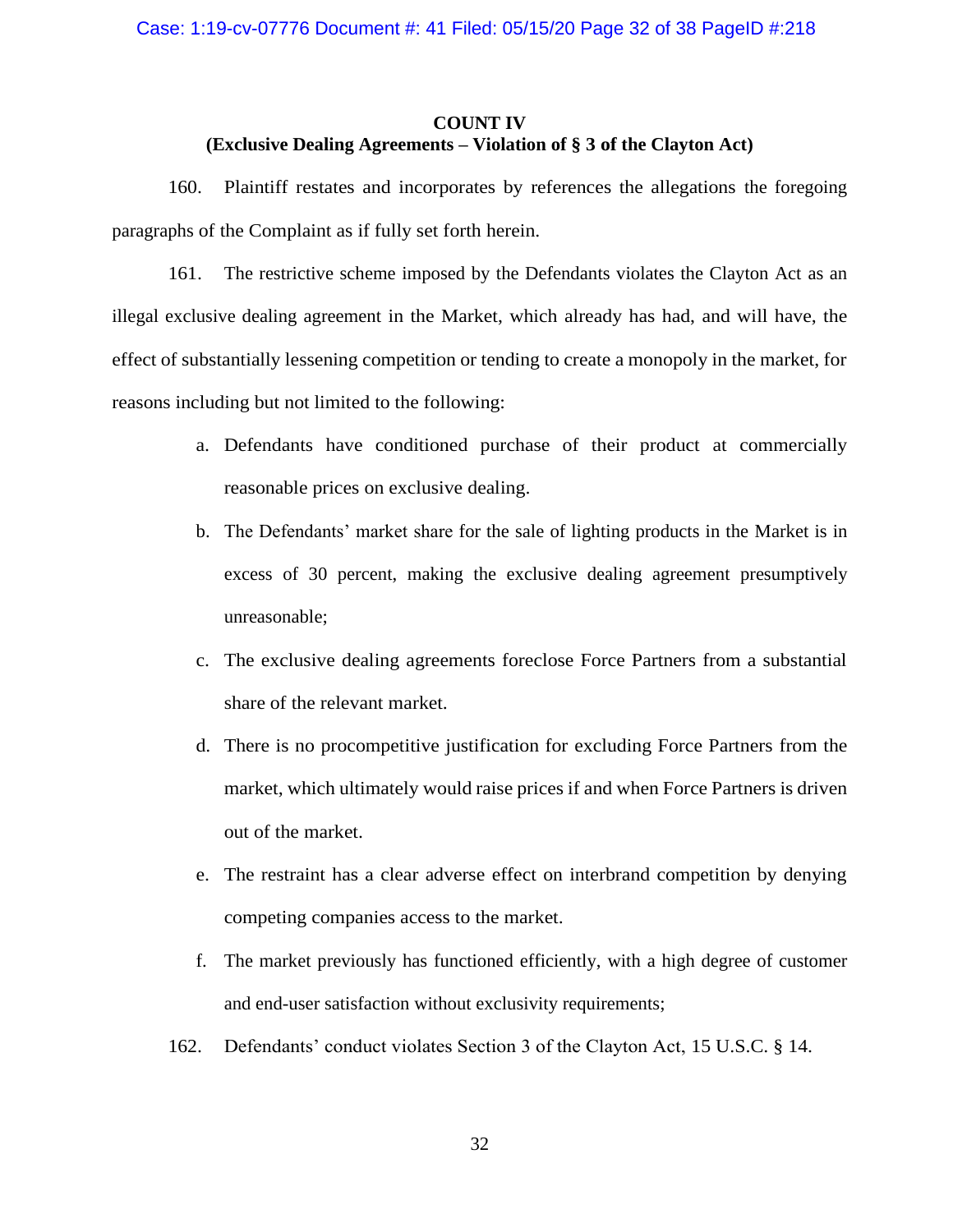**COUNT IV**
**(Exclusive Dealing Agreements – Violation of § 3 of the Clayton Act)**

160. Plaintiff restates and incorporates by references the allegations the foregoing paragraphs of the Complaint as if fully set forth herein.

161. The restrictive scheme imposed by the Defendants violates the Clayton Act as an illegal exclusive dealing agreement in the Market, which already has had, and will have, the effect of substantially lessening competition or tending to create a monopoly in the market, for reasons including but not limited to the following:

a. Defendants have conditioned purchase of their product at commercially reasonable prices on exclusive dealing.

b. The Defendants' market share for the sale of lighting products in the Market is in excess of 30 percent, making the exclusive dealing agreement presumptively unreasonable;

c. The exclusive dealing agreements foreclose Force Partners from a substantial share of the relevant market.

d. There is no procompetitive justification for excluding Force Partners from the market, which ultimately would raise prices if and when Force Partners is driven out of the market.

e. The restraint has a clear adverse effect on interbrand competition by denying competing companies access to the market.

f. The market previously has functioned efficiently, with a high degree of customer and end-user satisfaction without exclusivity requirements;

162. Defendants' conduct violates Section 3 of the Clayton Act, 15 U.S.C. § 14.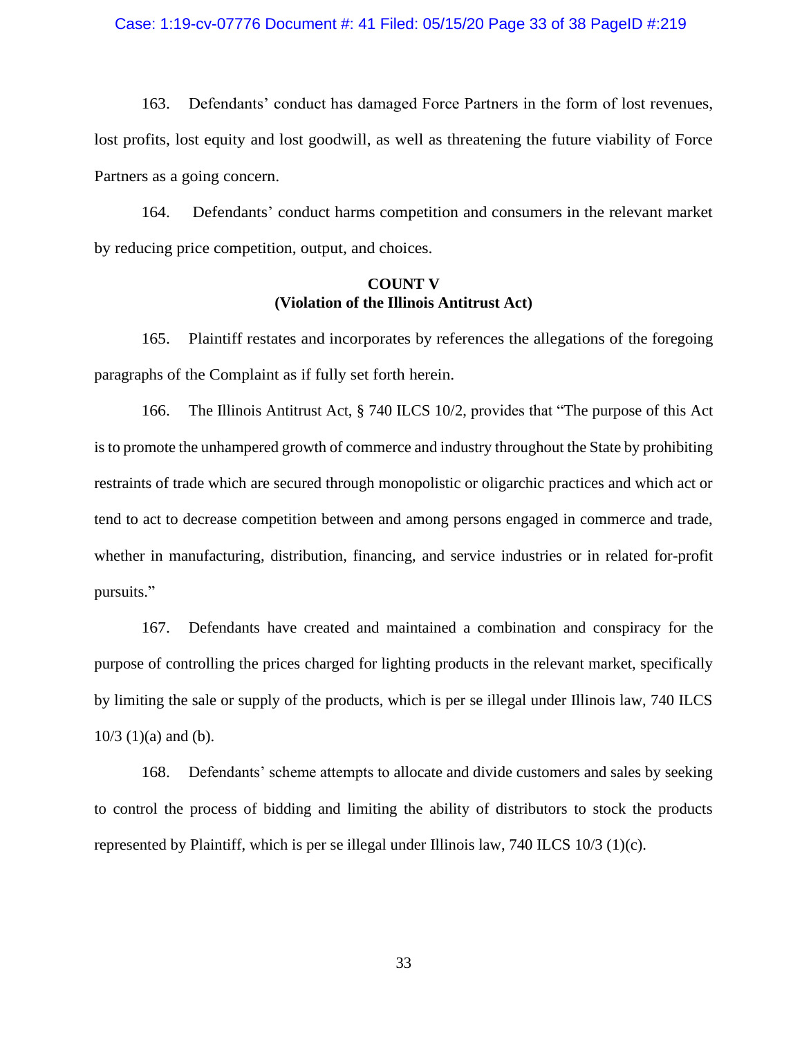163. Defendants' conduct has damaged Force Partners in the form of lost revenues, lost profits, lost equity and lost goodwill, as well as threatening the future viability of Force Partners as a going concern.

164. Defendants' conduct harms competition and consumers in the relevant market by reducing price competition, output, and choices.

**COUNT V**
**(Violation of the Illinois Antitrust Act)**

165. Plaintiff restates and incorporates by references the allegations of the foregoing paragraphs of the Complaint as if fully set forth herein.

166. The Illinois Antitrust Act, § 740 ILCS 10/2, provides that "The purpose of this Act is to promote the unhampered growth of commerce and industry throughout the State by prohibiting restraints of trade which are secured through monopolistic or oligarchic practices and which act or tend to act to decrease competition between and among persons engaged in commerce and trade, whether in manufacturing, distribution, financing, and service industries or in related for-profit pursuits."

167. Defendants have created and maintained a combination and conspiracy for the purpose of controlling the prices charged for lighting products in the relevant market, specifically by limiting the sale or supply of the products, which is per se illegal under Illinois law, 740 ILCS 10/3 (1)(a) and (b).

168. Defendants' scheme attempts to allocate and divide customers and sales by seeking to control the process of bidding and limiting the ability of distributors to stock the products represented by Plaintiff, which is per se illegal under Illinois law, 740 ILCS 10/3 (1)(c).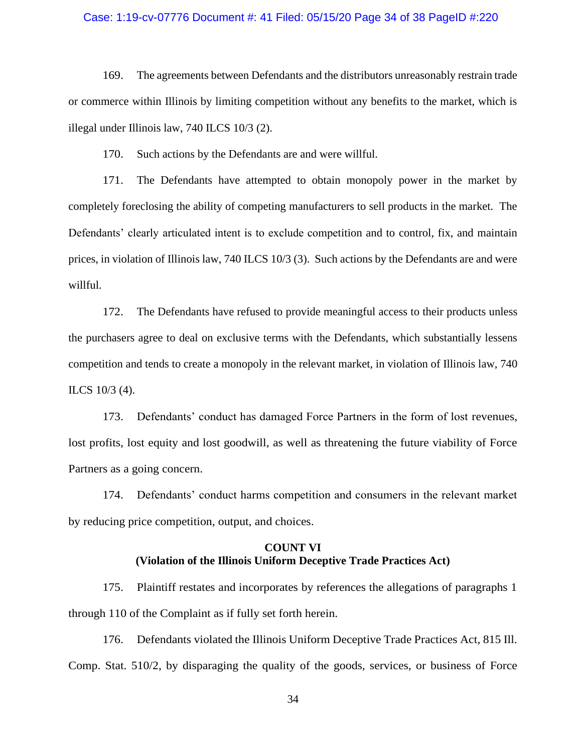169. The agreements between Defendants and the distributors unreasonably restrain trade or commerce within Illinois by limiting competition without any benefits to the market, which is illegal under Illinois law, 740 ILCS 10/3 (2).

170. Such actions by the Defendants are and were willful.

171. The Defendants have attempted to obtain monopoly power in the market by completely foreclosing the ability of competing manufacturers to sell products in the market. The Defendants' clearly articulated intent is to exclude competition and to control, fix, and maintain prices, in violation of Illinois law, 740 ILCS 10/3 (3). Such actions by the Defendants are and were willful.

172. The Defendants have refused to provide meaningful access to their products unless the purchasers agree to deal on exclusive terms with the Defendants, which substantially lessens competition and tends to create a monopoly in the relevant market, in violation of Illinois law, 740 ILCS 10/3 (4).

173. Defendants' conduct has damaged Force Partners in the form of lost revenues, lost profits, lost equity and lost goodwill, as well as threatening the future viability of Force Partners as a going concern.

174. Defendants' conduct harms competition and consumers in the relevant market by reducing price competition, output, and choices.

**COUNT VI**
**(Violation of the Illinois Uniform Deceptive Trade Practices Act)**

175. Plaintiff restates and incorporates by references the allegations of paragraphs 1 through 110 of the Complaint as if fully set forth herein.

176. Defendants violated the Illinois Uniform Deceptive Trade Practices Act, 815 Ill. Comp. Stat. 510/2, by disparaging the quality of the goods, services, or business of Force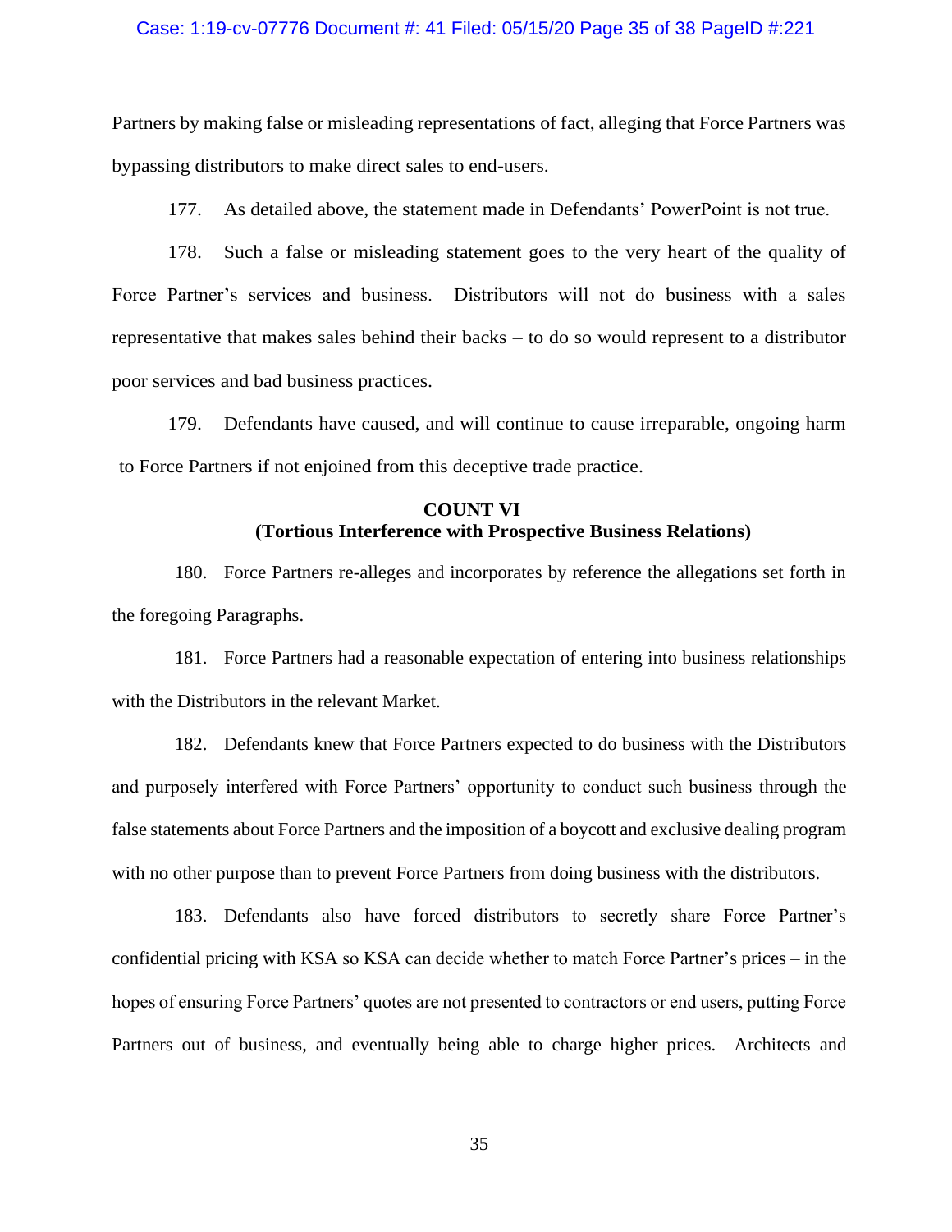Partners by making false or misleading representations of fact, alleging that Force Partners was bypassing distributors to make direct sales to end-users.

177. As detailed above, the statement made in Defendants' PowerPoint is not true.

178. Such a false or misleading statement goes to the very heart of the quality of Force Partner's services and business. Distributors will not do business with a sales representative that makes sales behind their backs – to do so would represent to a distributor poor services and bad business practices.

179. Defendants have caused, and will continue to cause irreparable, ongoing harm to Force Partners if not enjoined from this deceptive trade practice.

**COUNT VI**
**(Tortious Interference with Prospective Business Relations)**

180. Force Partners re-alleges and incorporates by reference the allegations set forth in the foregoing Paragraphs.

181. Force Partners had a reasonable expectation of entering into business relationships with the Distributors in the relevant Market.

182. Defendants knew that Force Partners expected to do business with the Distributors and purposely interfered with Force Partners' opportunity to conduct such business through the false statements about Force Partners and the imposition of a boycott and exclusive dealing program with no other purpose than to prevent Force Partners from doing business with the distributors.

183. Defendants also have forced distributors to secretly share Force Partner's confidential pricing with KSA so KSA can decide whether to match Force Partner's prices – in the hopes of ensuring Force Partners' quotes are not presented to contractors or end users, putting Force Partners out of business, and eventually being able to charge higher prices. Architects and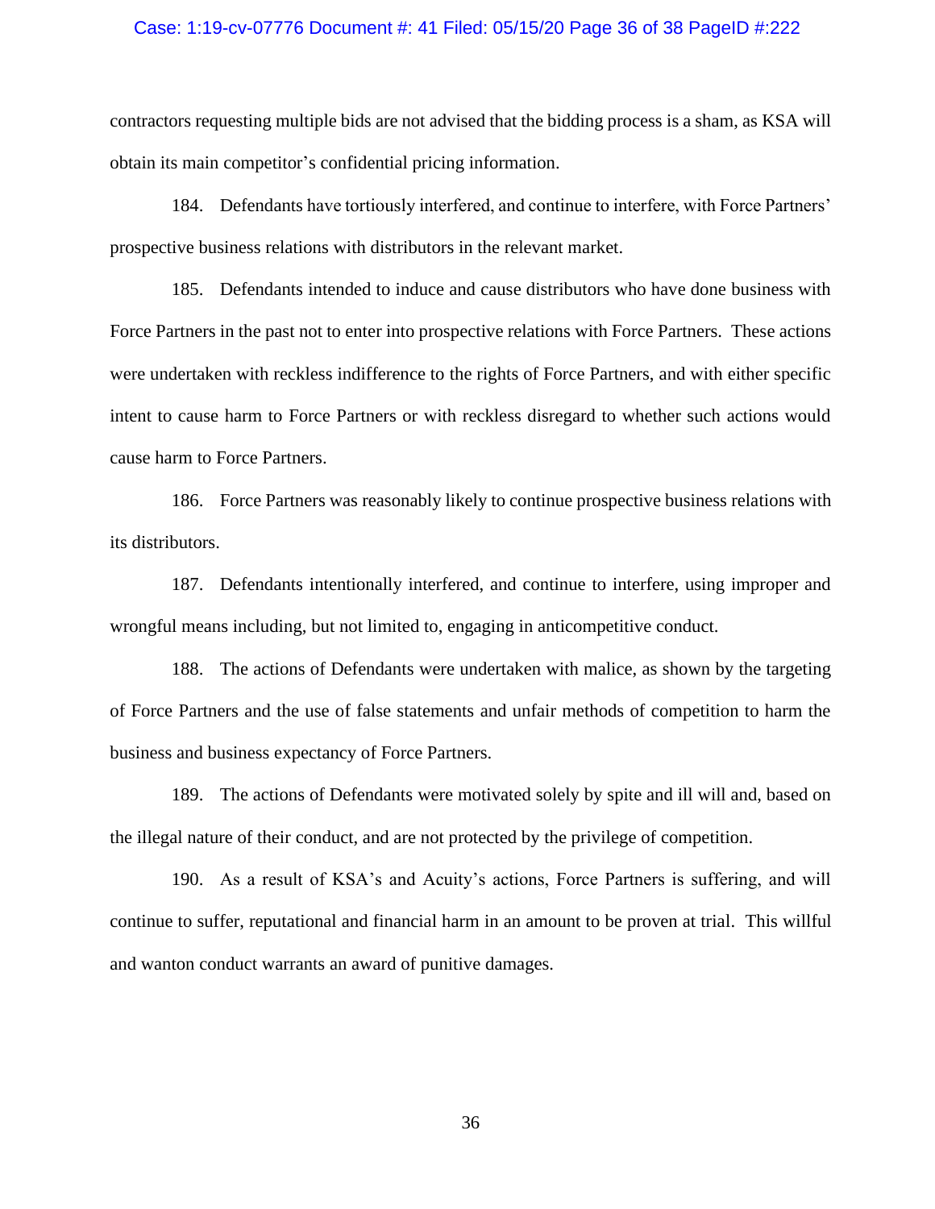contractors requesting multiple bids are not advised that the bidding process is a sham, as KSA will obtain its main competitor's confidential pricing information.

184. Defendants have tortiously interfered, and continue to interfere, with Force Partners' prospective business relations with distributors in the relevant market.

185. Defendants intended to induce and cause distributors who have done business with Force Partners in the past not to enter into prospective relations with Force Partners. These actions were undertaken with reckless indifference to the rights of Force Partners, and with either specific intent to cause harm to Force Partners or with reckless disregard to whether such actions would cause harm to Force Partners.

186. Force Partners was reasonably likely to continue prospective business relations with its distributors.

187. Defendants intentionally interfered, and continue to interfere, using improper and wrongful means including, but not limited to, engaging in anticompetitive conduct.

188. The actions of Defendants were undertaken with malice, as shown by the targeting of Force Partners and the use of false statements and unfair methods of competition to harm the business and business expectancy of Force Partners.

189. The actions of Defendants were motivated solely by spite and ill will and, based on the illegal nature of their conduct, and are not protected by the privilege of competition.

190. As a result of KSA's and Acuity's actions, Force Partners is suffering, and will continue to suffer, reputational and financial harm in an amount to be proven at trial. This willful and wanton conduct warrants an award of punitive damages.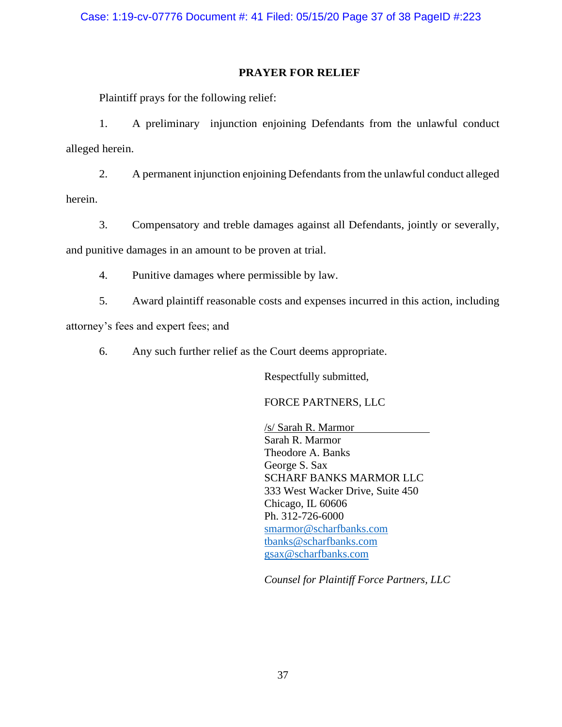## PRAYER FOR RELIEF

Plaintiff prays for the following relief:

1. A preliminary injunction enjoining Defendants from the unlawful conduct alleged herein.

2. A permanent injunction enjoining Defendants from the unlawful conduct alleged herein.

3. Compensatory and treble damages against all Defendants, jointly or severally, and punitive damages in an amount to be proven at trial.

4. Punitive damages where permissible by law.

5. Award plaintiff reasonable costs and expenses incurred in this action, including attorney's fees and expert fees; and

6. Any such further relief as the Court deems appropriate.

Respectfully submitted,

FORCE PARTNERS, LLC

/s/ Sarah R. Marmor
Sarah R. Marmor
Theodore A. Banks
George S. Sax
SCHARF BANKS MARMOR LLC
333 West Wacker Drive, Suite 450
Chicago, IL 60606
Ph. 312-726-6000
smarmor@scharfbanks.com
tbanks@scharfbanks.com
gsax@scharfbanks.com

*Counsel for Plaintiff Force Partners, LLC*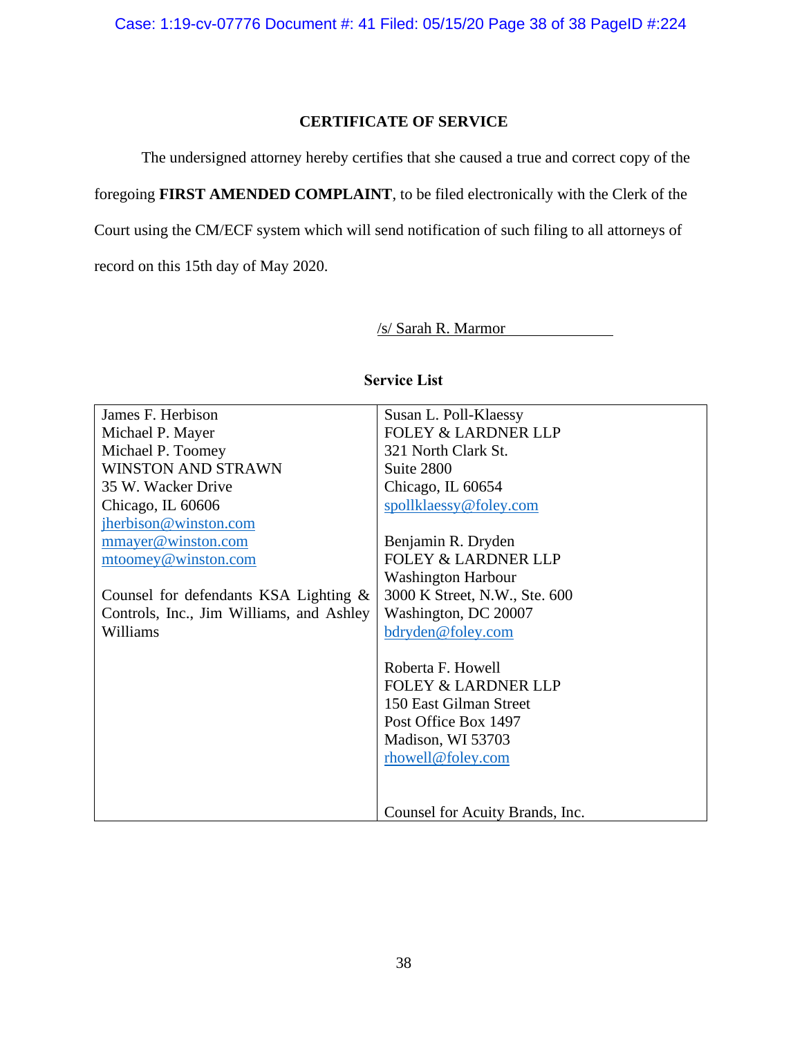## CERTIFICATE OF SERVICE

The undersigned attorney hereby certifies that she caused a true and correct copy of the foregoing **FIRST AMENDED COMPLAINT**, to be filed electronically with the Clerk of the Court using the CM/ECF system which will send notification of such filing to all attorneys of record on this 15th day of May 2020.

/s/ Sarah R. Marmor

**Service List**

| | |
|---|---|
| James F. Herbison<br>Michael P. Mayer<br>Michael P. Toomey<br>WINSTON AND STRAWN<br>35 W. Wacker Drive<br>Chicago, IL 60606<br>jherbison@winston.com<br>mmayer@winston.com<br>mtoomey@winston.com<br><br>Counsel for defendants KSA Lighting & Controls, Inc., Jim Williams, and Ashley Williams | Susan L. Poll-Klaessy<br>FOLEY & LARDNER LLP<br>321 North Clark St.<br>Suite 2800<br>Chicago, IL 60654<br>spollklaessy@foley.com<br><br>Benjamin R. Dryden<br>FOLEY & LARDNER LLP<br>Washington Harbour<br>3000 K Street, N.W., Ste. 600<br>Washington, DC 20007<br>bdryden@foley.com<br><br>Roberta F. Howell<br>FOLEY & LARDNER LLP<br>150 East Gilman Street<br>Post Office Box 1497<br>Madison, WI 53703<br>rhowell@foley.com<br><br>Counsel for Acuity Brands, Inc. |